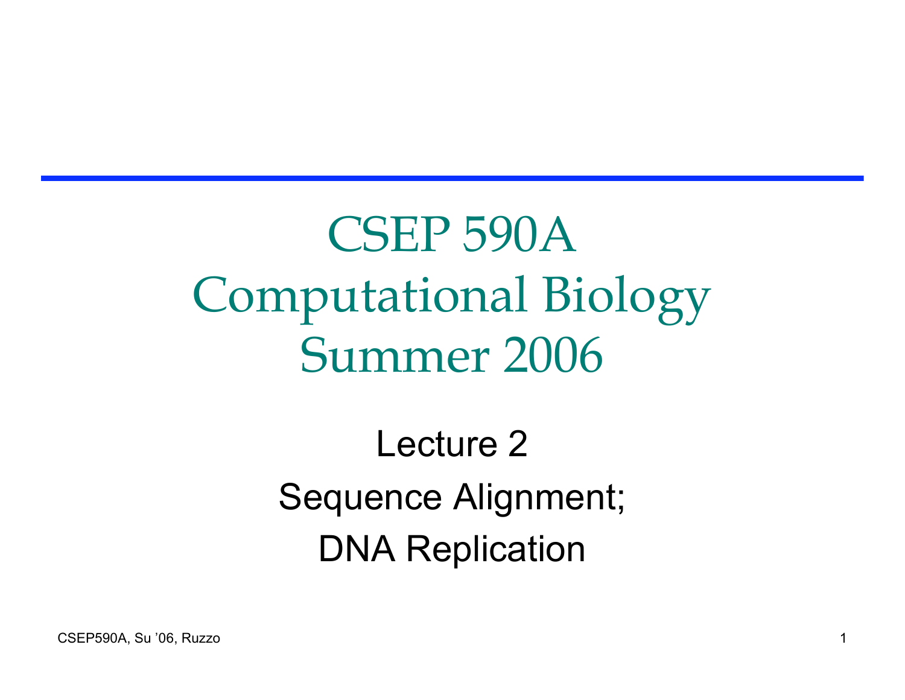# CSEP 590A Computational Biology Summer 2006

Lecture 2

Sequence Alignment;

DNA Replication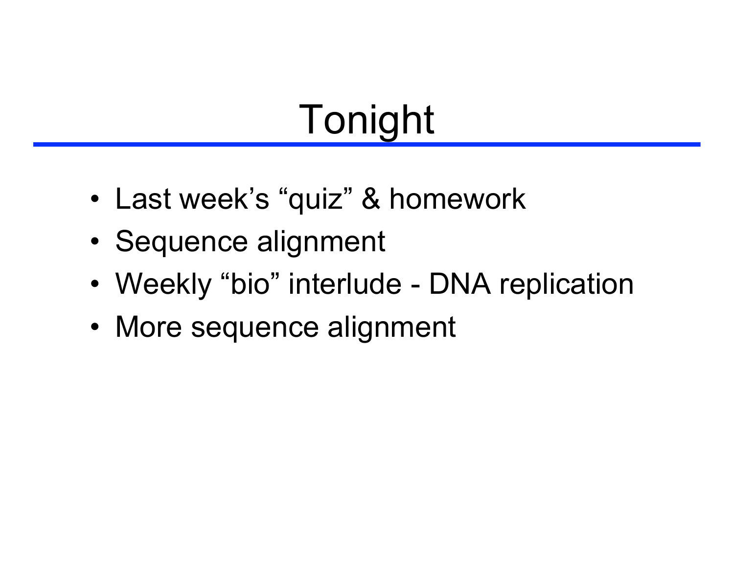# Tonight

- Last week's "quiz" & homework
- Sequence alignment
- Weekly "bio" interlude - DNA replication
- More sequence alignment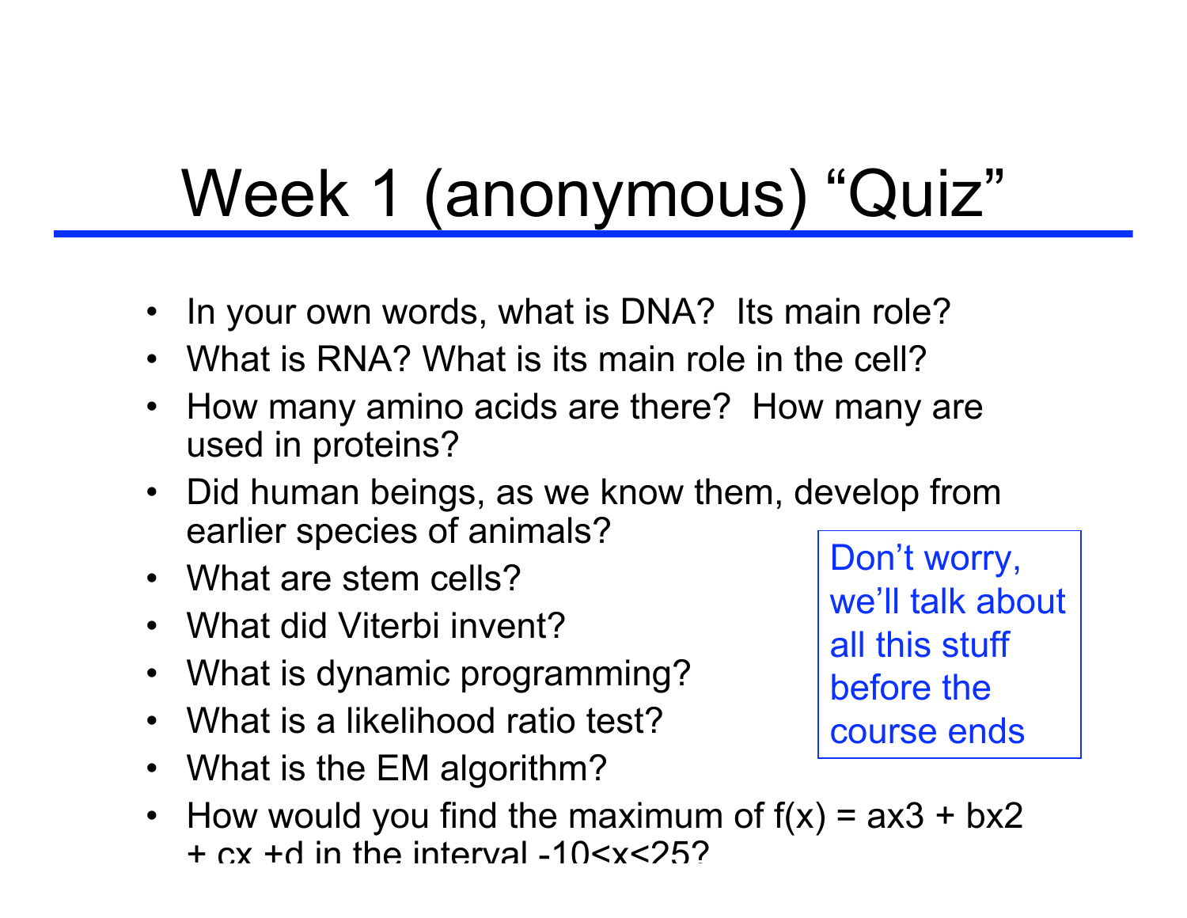# Week 1 (anonymous) "Quiz"

- In your own words, what is DNA? Its main role?
- What is RNA? What is its main role in the cell?
- How many amino acids are there? How many are used in proteins?
- Did human beings, as we know them, develop from earlier species of animals?
- What are stem cells?
- What did Viterbi invent?
- What is dynamic programming?
- What is a likelihood ratio test?
- What is the EM algorithm?
- How would you find the maximum of f(x) = ax3 + bx2 + cx +d in the interval -10<x<25?

Don't worry, we'll talk about all this stuff before the course ends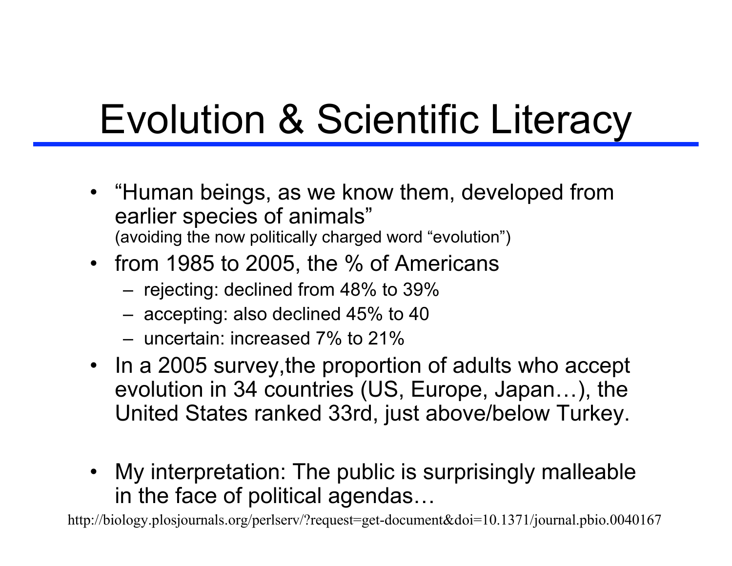# Evolution & Scientific Literacy

- "Human beings, as we know them, developed from earlier species of animals"
  (avoiding the now politically charged word "evolution")
- from 1985 to 2005, the % of Americans
  - rejecting: declined from 48% to 39%
  - accepting: also declined 45% to 40
  - uncertain: increased 7% to 21%
- In a 2005 survey,the proportion of adults who accept evolution in 34 countries (US, Europe, Japan…), the United States ranked 33rd, just above/below Turkey.

- My interpretation: The public is surprisingly malleable in the face of political agendas…

http://biology.plosjournals.org/perlserv/?request=get-document&doi=10.1371/journal.pbio.0040167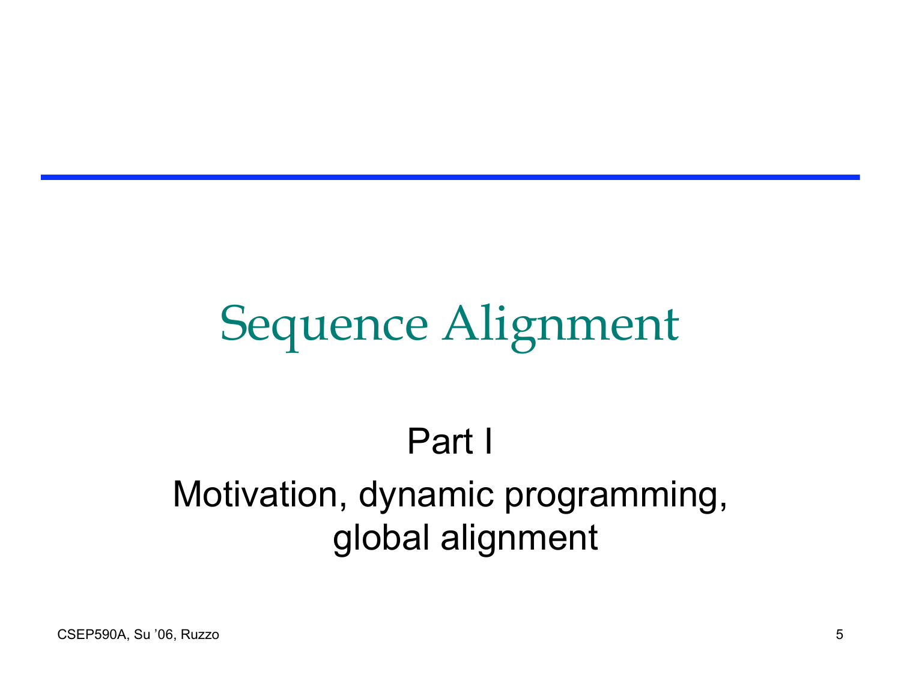# Sequence Alignment

Part I

Motivation, dynamic programming, global alignment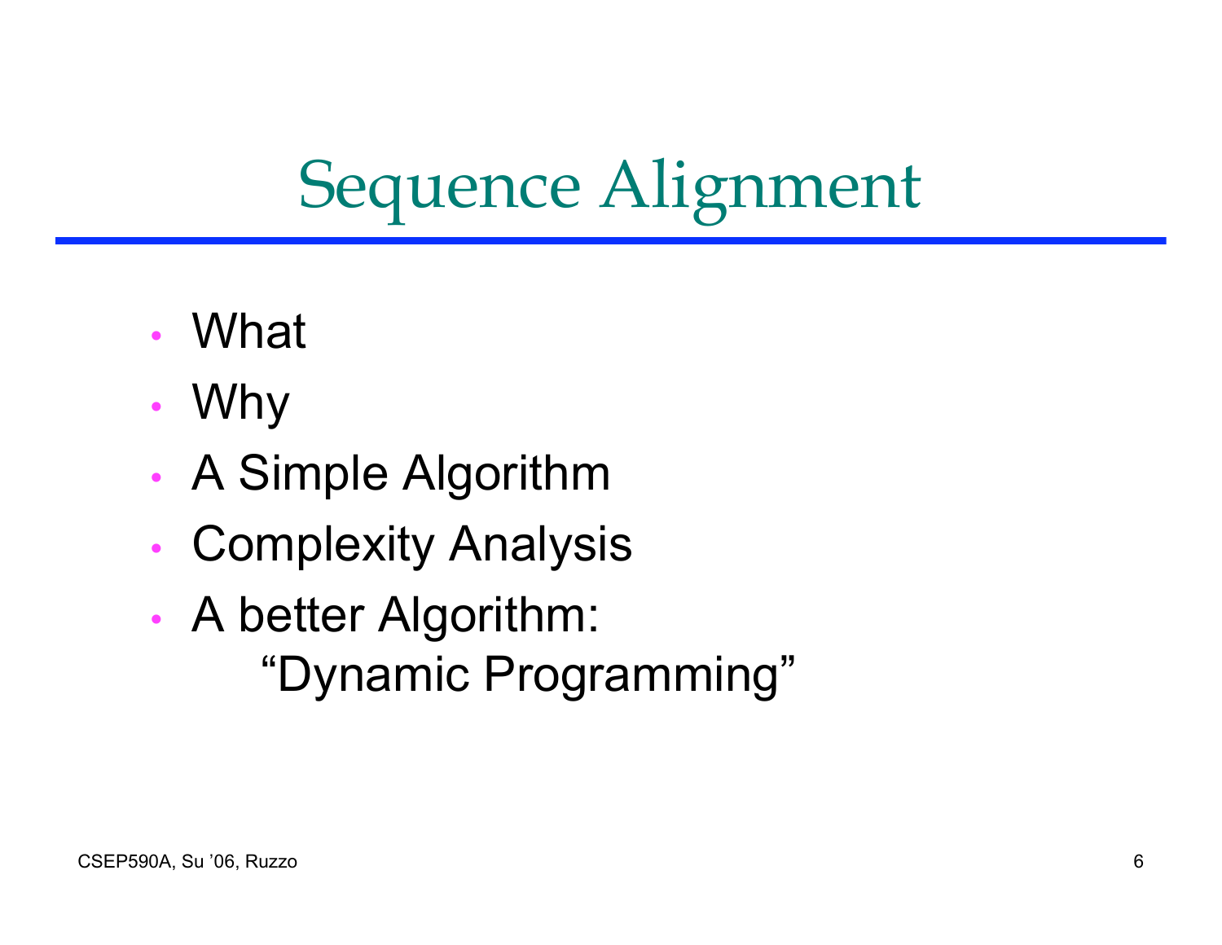# Sequence Alignment

- What
- Why
- A Simple Algorithm
- Complexity Analysis
- A better Algorithm:
  "Dynamic Programming"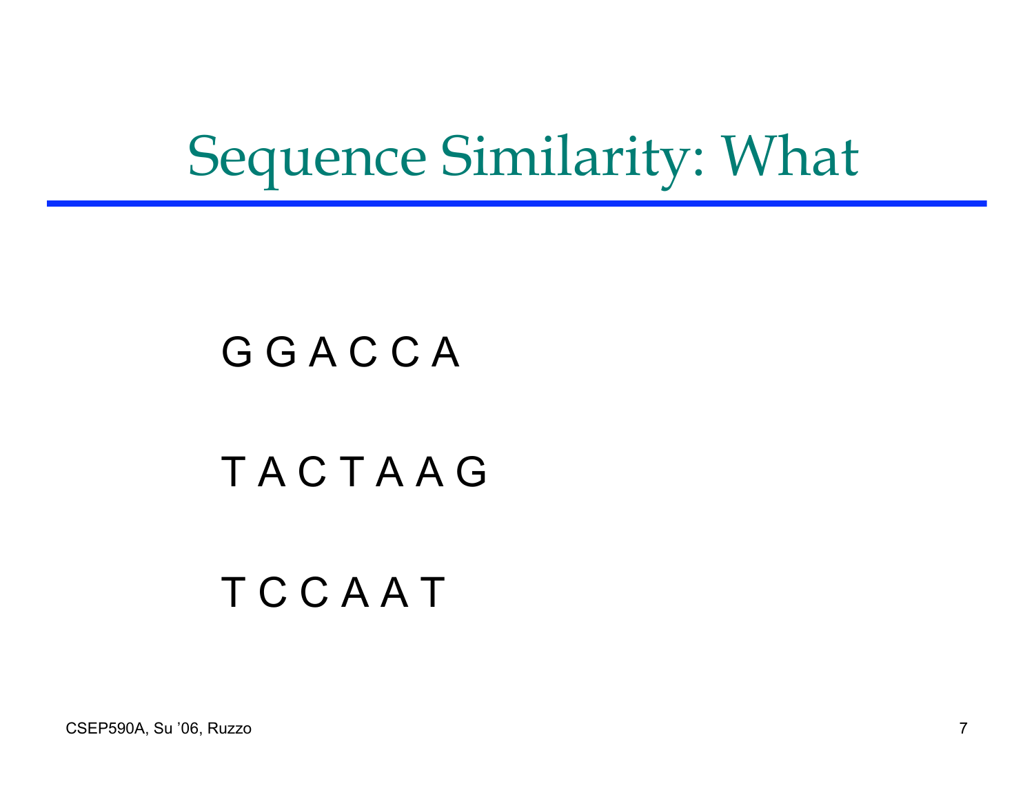# Sequence Similarity: What

G G A C C A

T A C T A A G

T C C A A T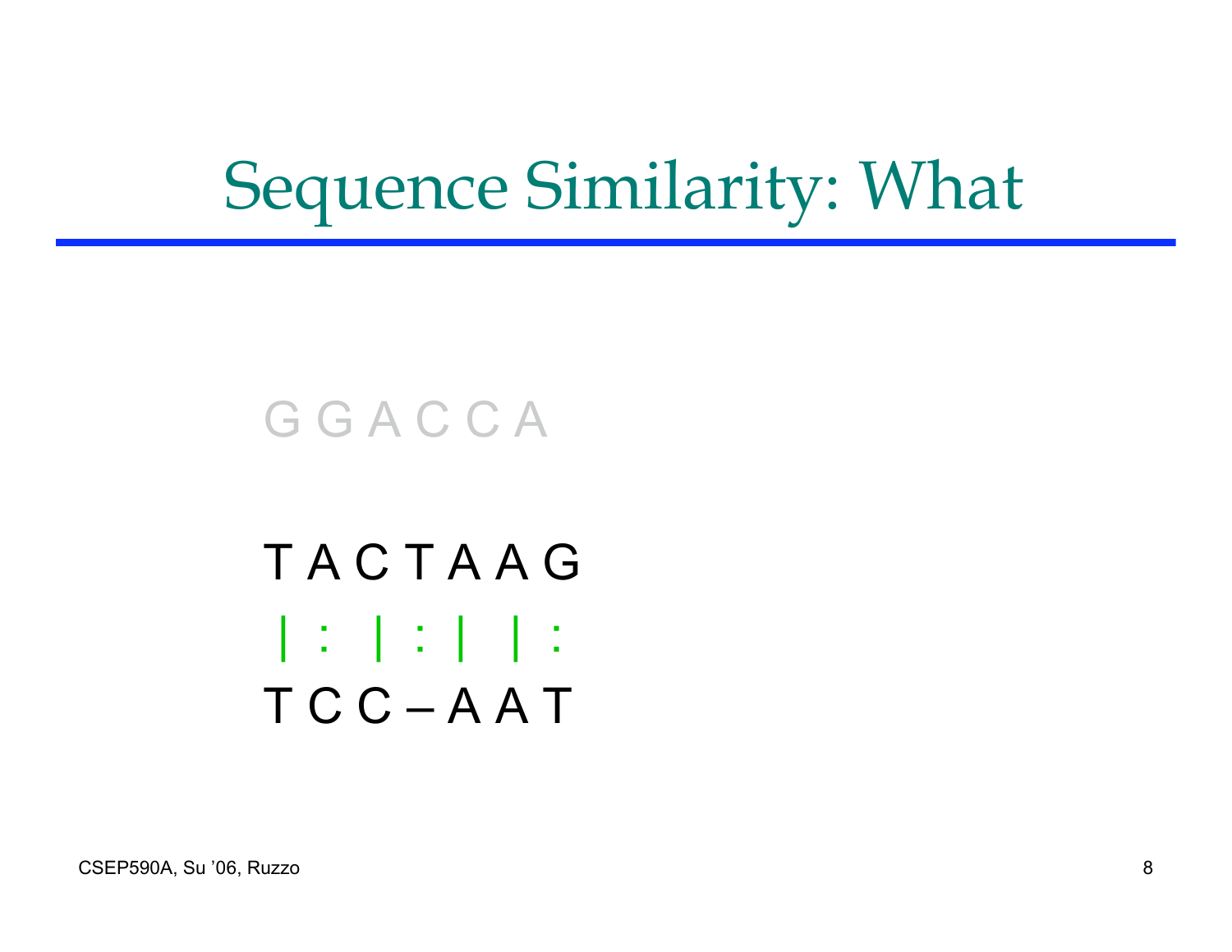# Sequence Similarity: What

G G A C C A

```
T A C T A A G
| : | : |   | :
T C C – A A T
```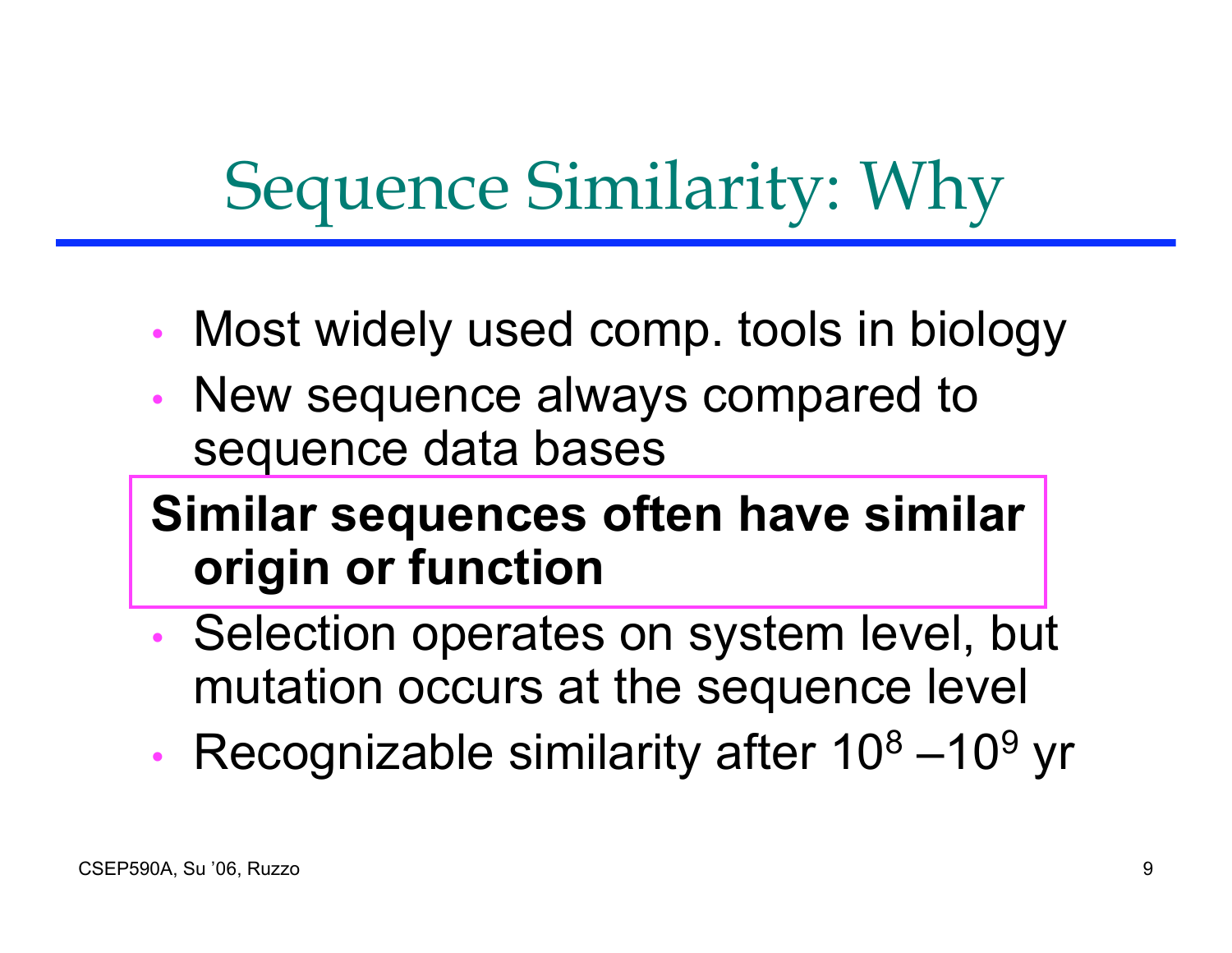# Sequence Similarity: Why

- Most widely used comp. tools in biology
- New sequence always compared to sequence data bases

**Similar sequences often have similar origin or function**

- Selection operates on system level, but mutation occurs at the sequence level
- Recognizable similarity after $10^8$ –$10^9$ yr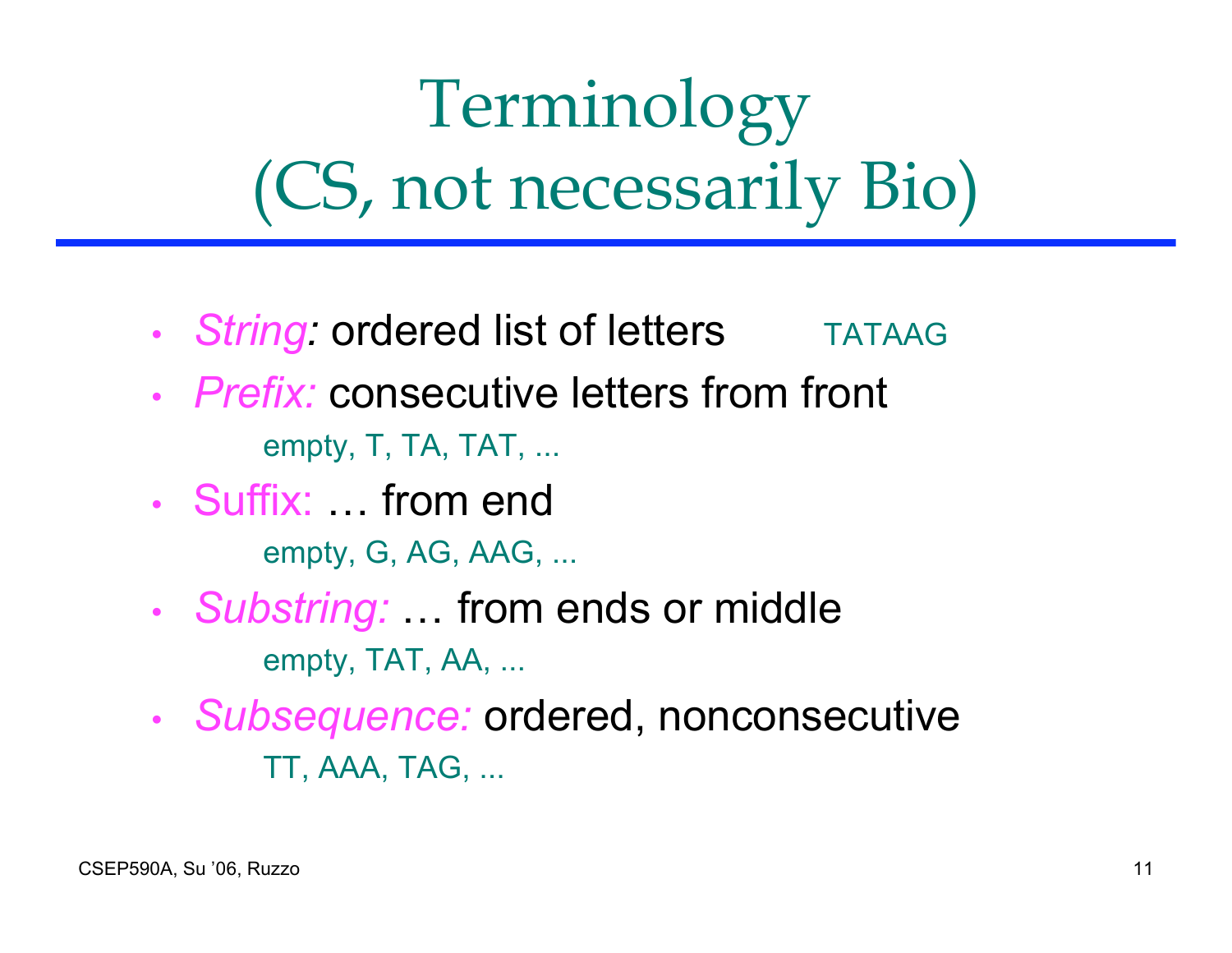# Terminology (CS, not necessarily Bio)

- *String:* ordered list of letters    TATAAG
- *Prefix:* consecutive letters from front
  - empty, T, TA, TAT, ...
- Suffix: … from end
  - empty, G, AG, AAG, ...
- *Substring:* … from ends or middle
  - empty, TAT, AA, ...
- *Subsequence:* ordered, nonconsecutive
  - TT, AAA, TAG, ...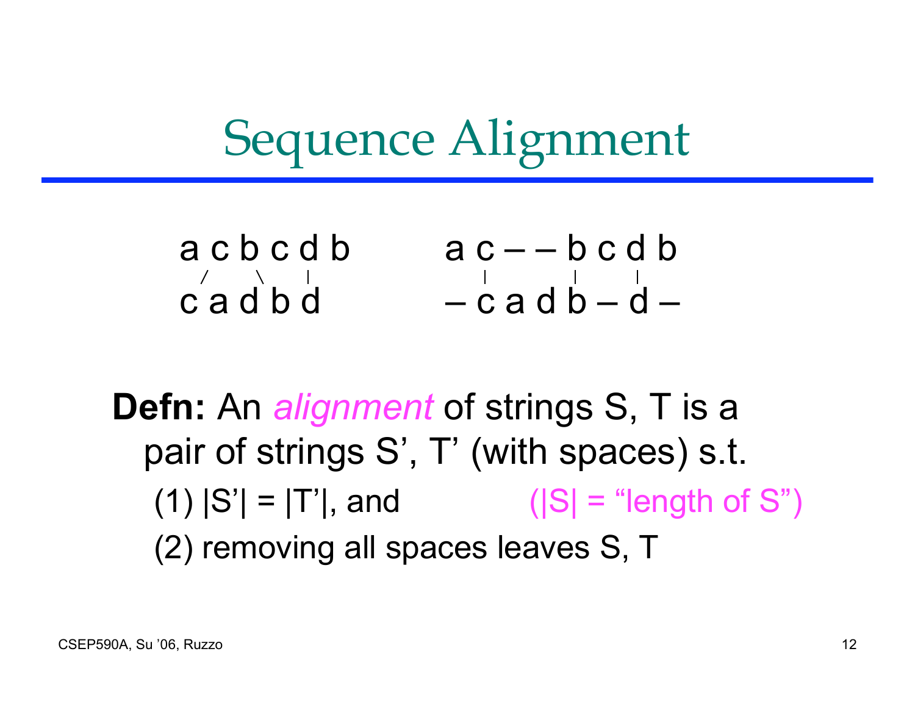# Sequence Alignment

```
a c b c d b        a c – – b c d b
 /   \   |          |     |   |
c a d b d          – c a d b – d –
```

**Defn:** An *alignment* of strings S, T is a pair of strings S', T' (with spaces) s.t.

(1) |S'| = |T'|, and (|S| = "length of S")

(2) removing all spaces leaves S, T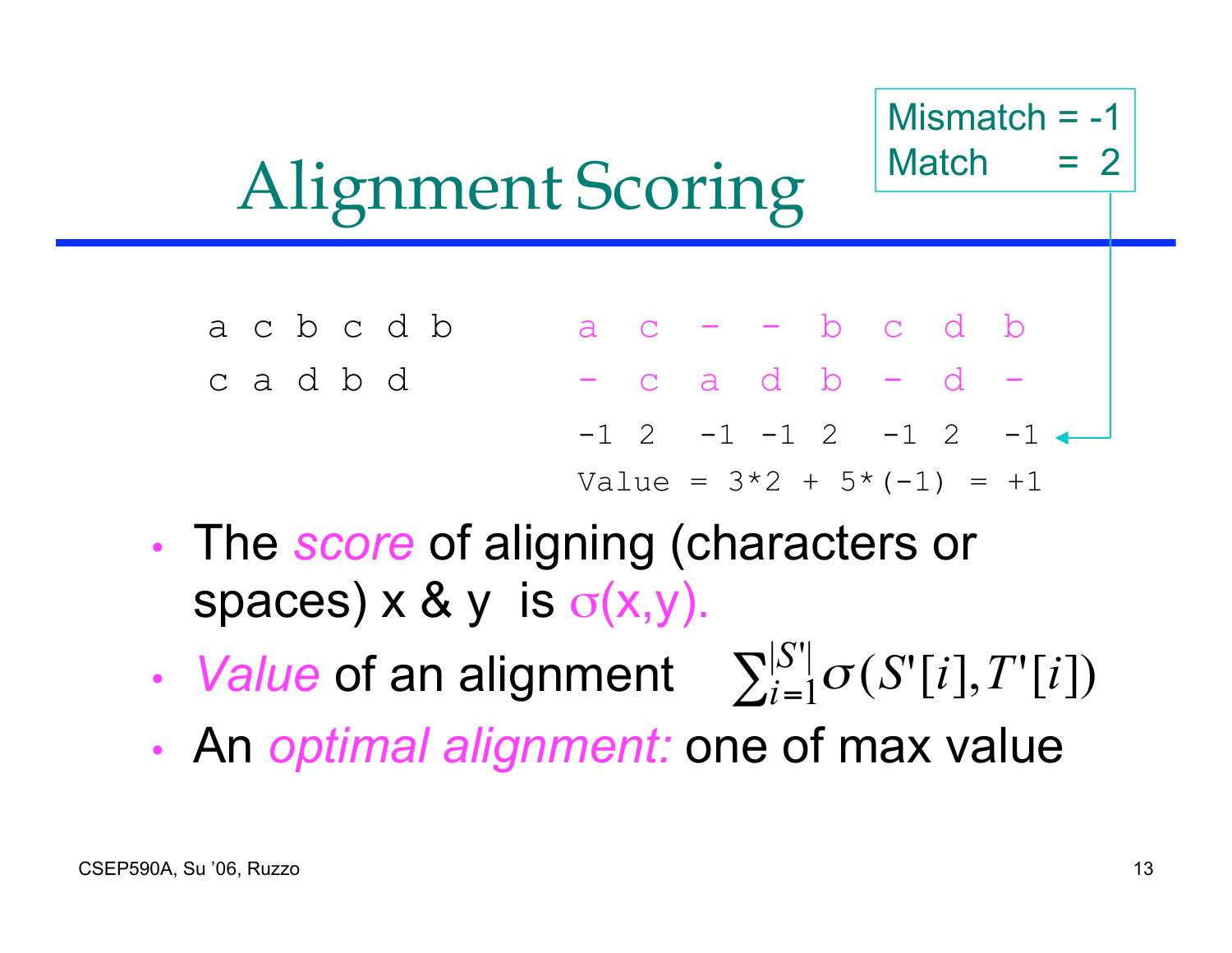# Alignment Scoring

Mismatch = -1
Match = 2

```
a c b c d b        a  c  -  -  b  c  d  b
c a d b d          -  c  a  d  b  -  d  -
                   -1 2  -1 -1 2  -1 2  -1
                   Value = 3*2 + 5*(-1) = +1
```

- The *score* of aligning (characters or spaces) x & y is $\sigma(x,y)$.
- *Value* of an alignment $\sum_{i=1}^{|S'|} \sigma(S'[i], T'[i])$
- An *optimal alignment:* one of max value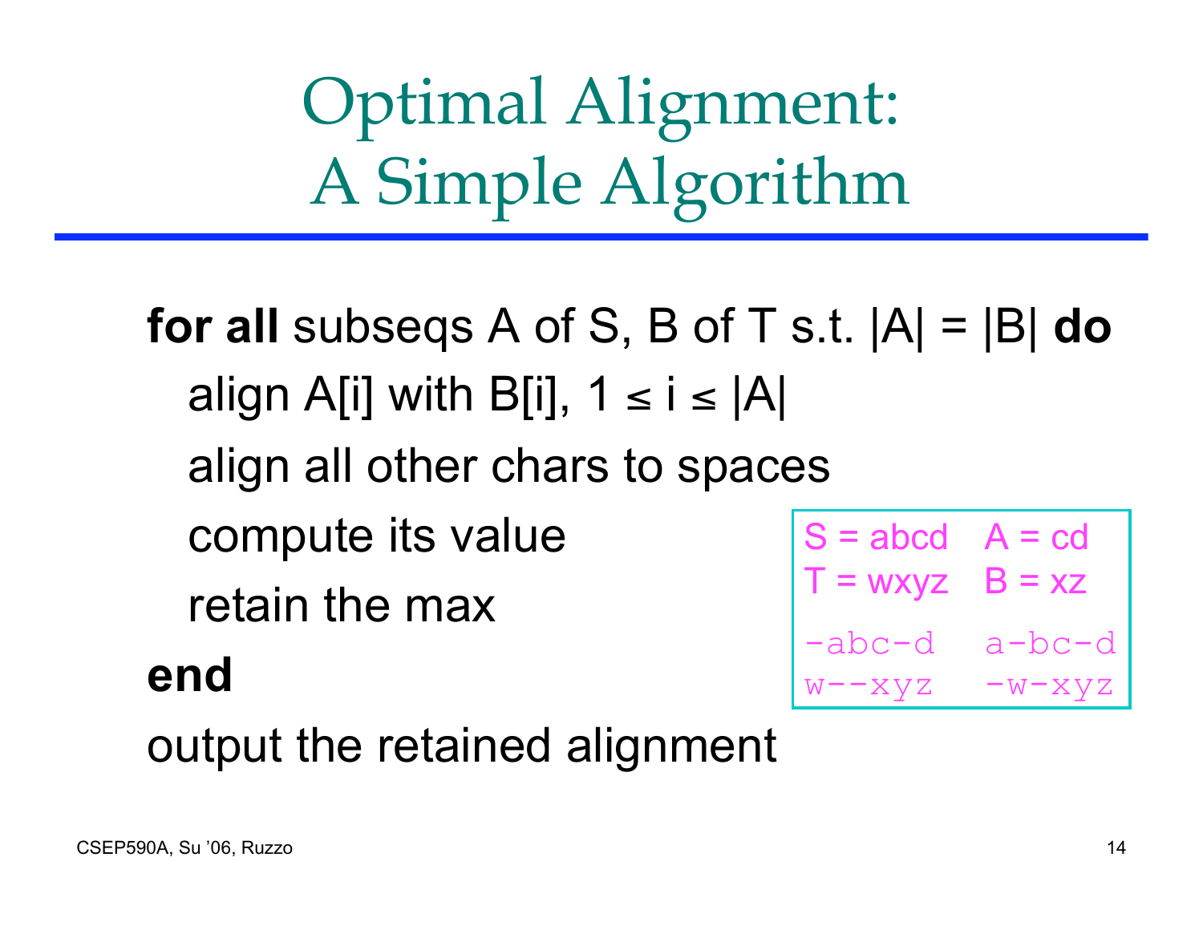# Optimal Alignment: A Simple Algorithm

**for all** subseqs A of S, B of T s.t. |A| = |B| **do**

    align A[i] with B[i], $1 \leq i \leq |A|$

    align all other chars to spaces

    compute its value

    retain the max

**end**

output the retained alignment

S = abcd    A = cd
T = wxyz    B = xz

```
-abc-d   a-bc-d
w--xyz   -w-xyz
```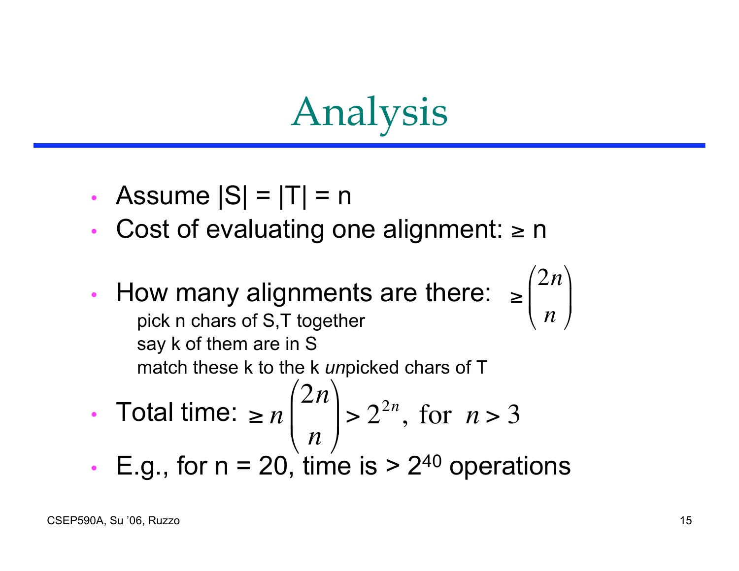# Analysis

- Assume |S| = |T| = n
- Cost of evaluating one alignment: ≥ n
- How many alignments are there: $\geq \binom{2n}{n}$
  - pick n chars of S,T together
  - say k of them are in S
  - match these k to the k *un*picked chars of T
- Total time: $\geq n\binom{2n}{n} > 2^{2n}, \text{ for } n > 3$
- E.g., for n = 20, time is > $2^{40}$ operations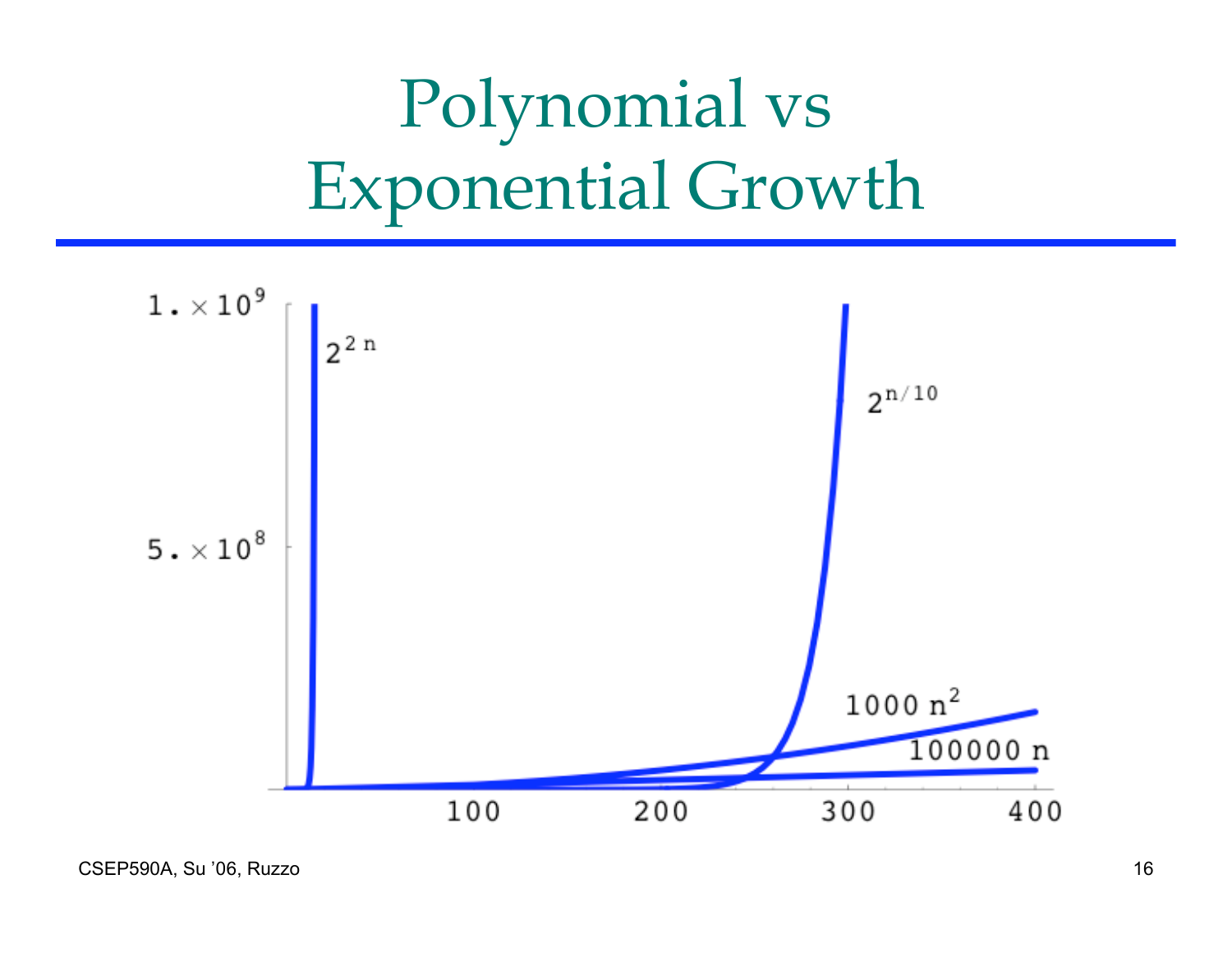# Polynomial vs Exponential Growth

$1. \times 10^9$

$5. \times 10^8$

$2^{2n}$

$2^{n/10}$

$1000\,n^2$

$100000\,n$

100 200 300 400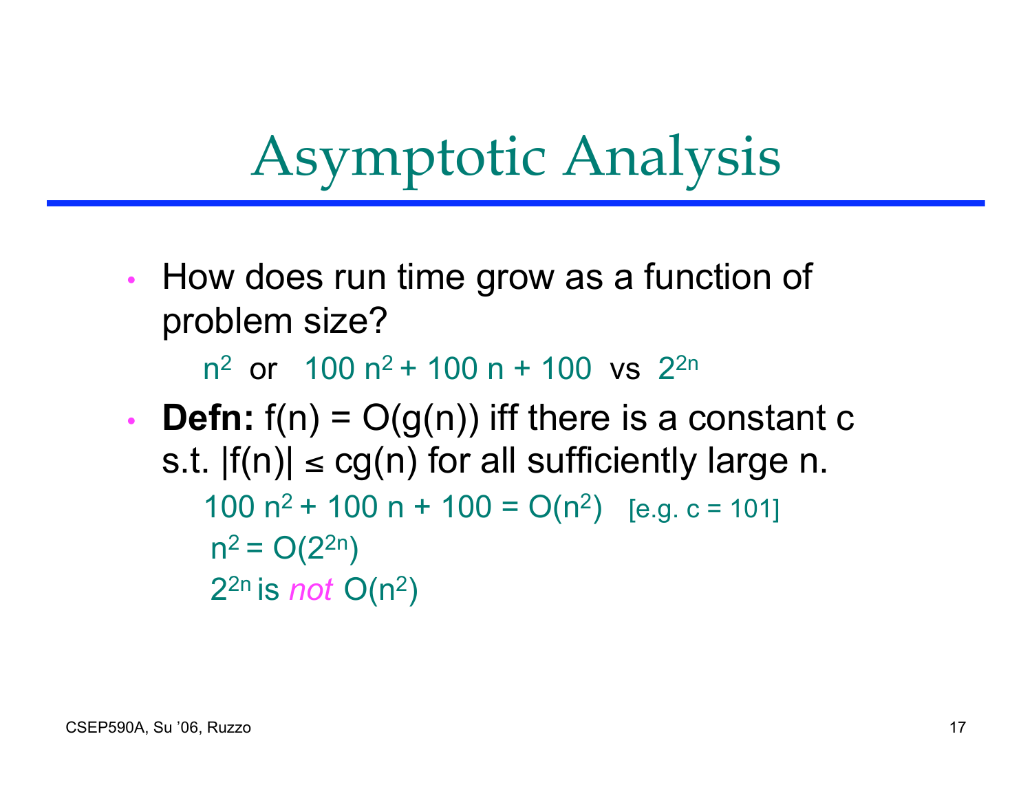# Asymptotic Analysis

- How does run time grow as a function of problem size?

  $n^2$ or $100\,n^2 + 100\,n + 100$ vs $2^{2n}$

- **Defn:** $f(n) = O(g(n))$ iff there is a constant c s.t. $|f(n)| \le cg(n)$ for all sufficiently large n.

  $100\,n^2 + 100\,n + 100 = O(n^2)$ [e.g. c = 101]

  $n^2 = O(2^{2n})$

  $2^{2n}$ is *not* $O(n^2)$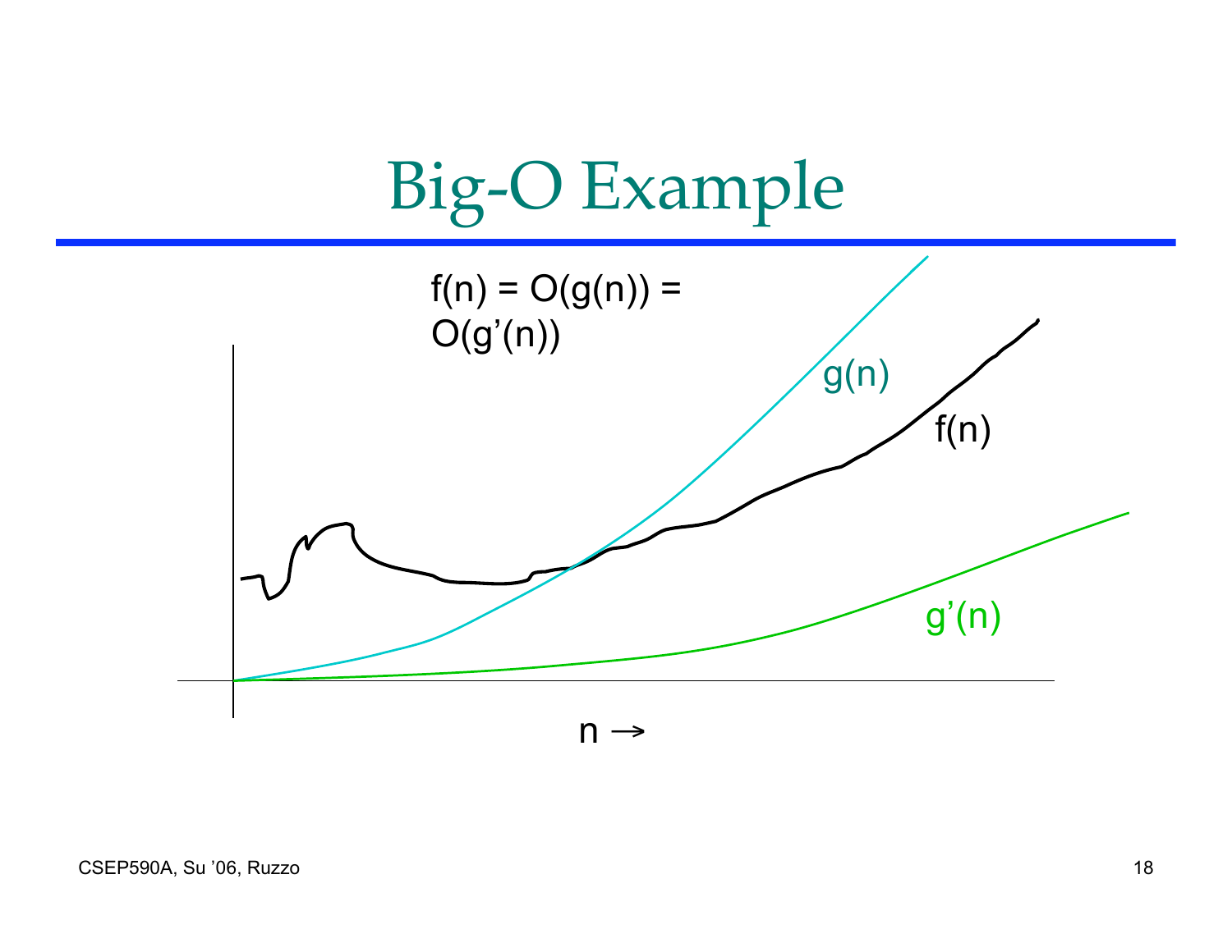# Big-O Example

$f(n) = O(g(n)) = O(g'(n))$

g(n)

f(n)

g'(n)

$n \rightarrow$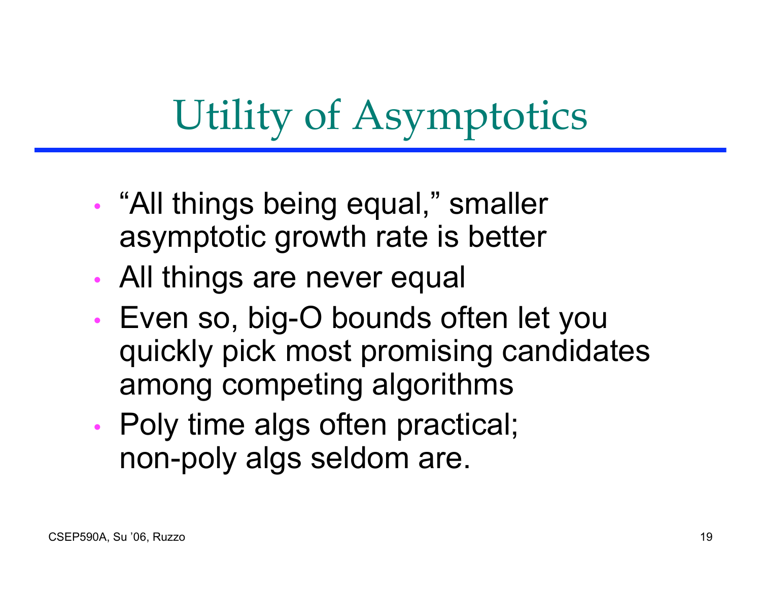# Utility of Asymptotics

- "All things being equal," smaller asymptotic growth rate is better
- All things are never equal
- Even so, big-O bounds often let you quickly pick most promising candidates among competing algorithms
- Poly time algs often practical; non-poly algs seldom are.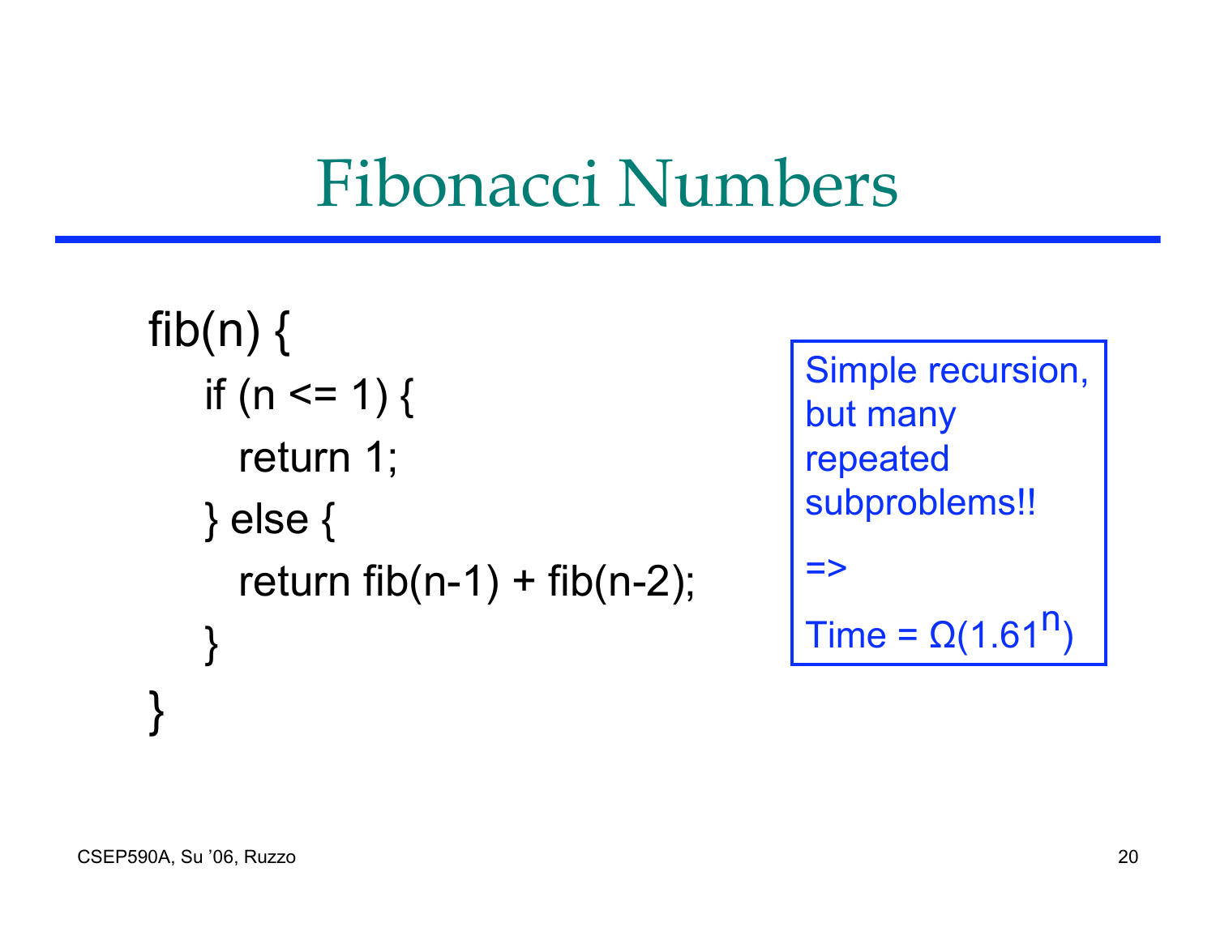# Fibonacci Numbers

```
fib(n) {
  if (n <= 1) {
    return 1;
  } else {
    return fib(n-1) + fib(n-2);
  }
}
```

Simple recursion, but many repeated subproblems!!

=>

Time = $\Omega(1.61^n)$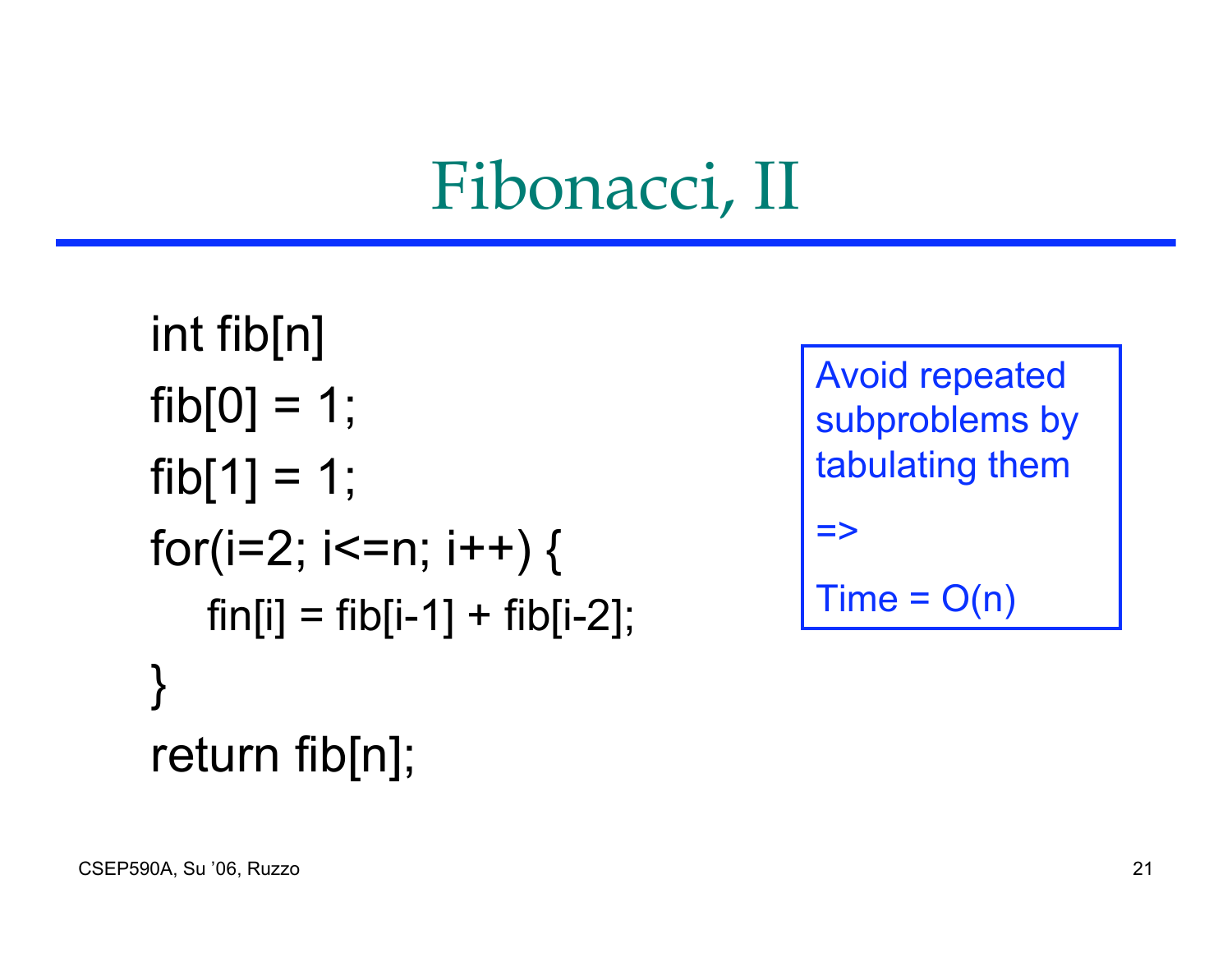# Fibonacci, II

```
int fib[n]
fib[0] = 1;
fib[1] = 1;
for(i=2; i<=n; i++) {
    fin[i] = fib[i-1] + fib[i-2];
}
return fib[n];
```

Avoid repeated subproblems by tabulating them

=>

Time = O(n)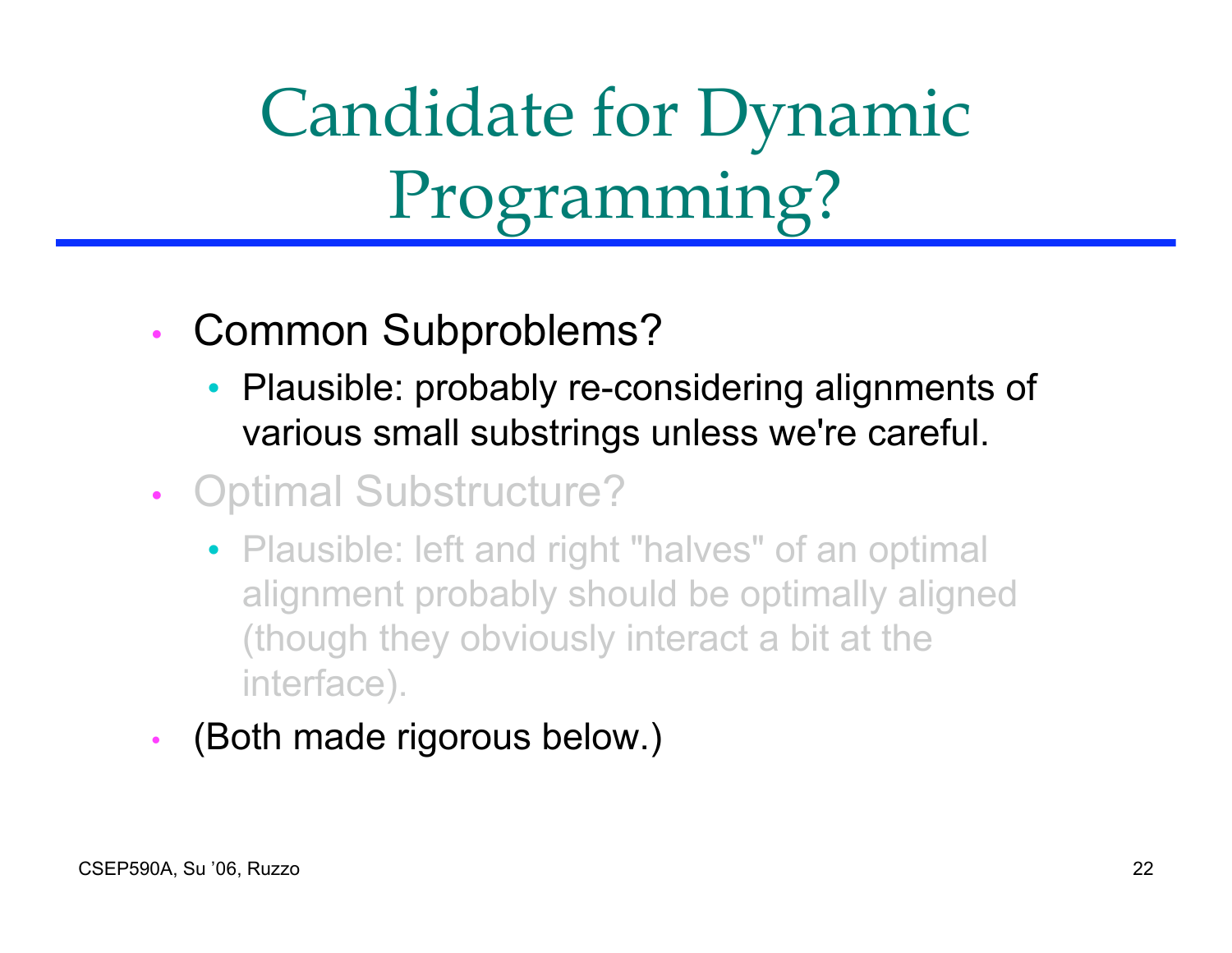# Candidate for Dynamic Programming?

- Common Subproblems?
  - Plausible: probably re-considering alignments of various small substrings unless we're careful.
- Optimal Substructure?
  - Plausible: left and right "halves" of an optimal alignment probably should be optimally aligned (though they obviously interact a bit at the interface).
- (Both made rigorous below.)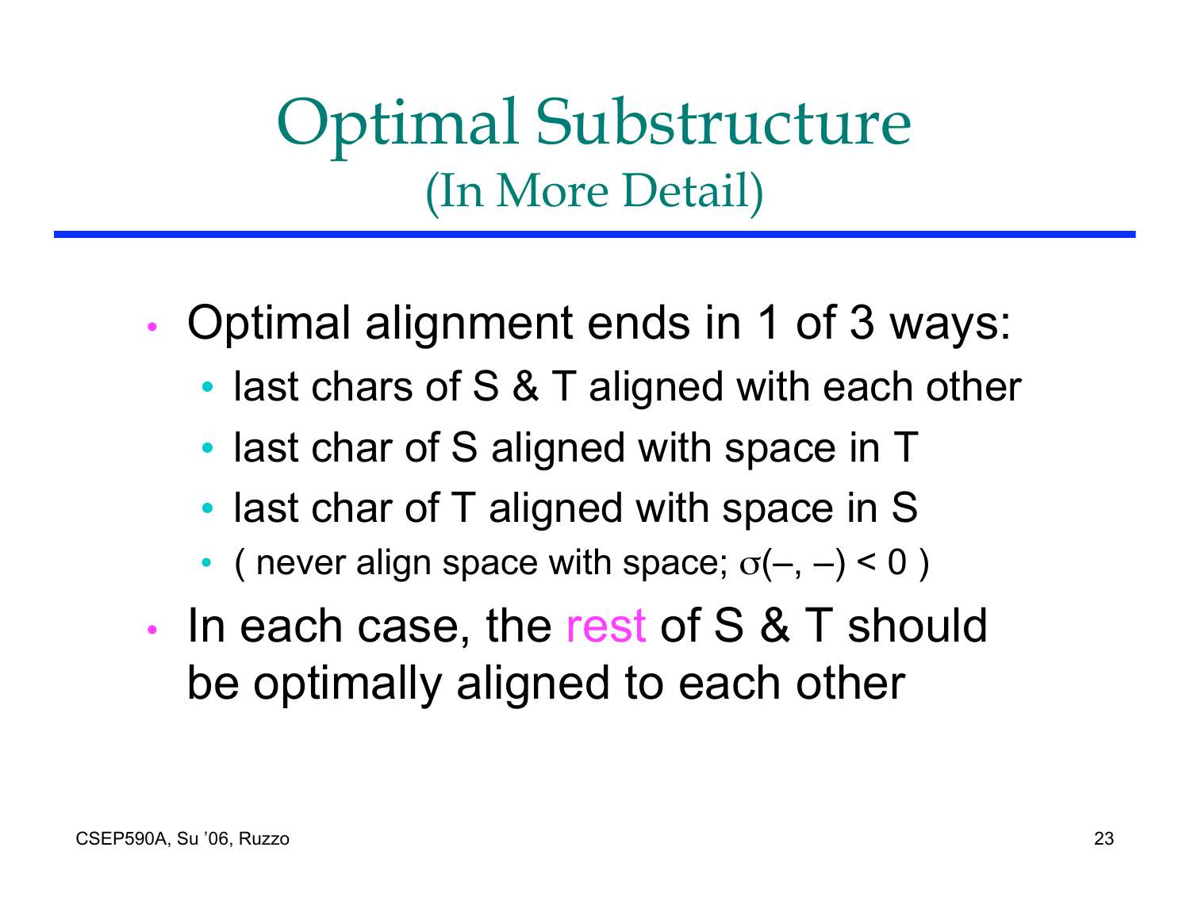# Optimal Substructure
## (In More Detail)

- Optimal alignment ends in 1 of 3 ways:
  - last chars of S & T aligned with each other
  - last char of S aligned with space in T
  - last char of T aligned with space in S
  - ( never align space with space; $\sigma(-, -) < 0$ )
- In each case, the rest of S & T should be optimally aligned to each other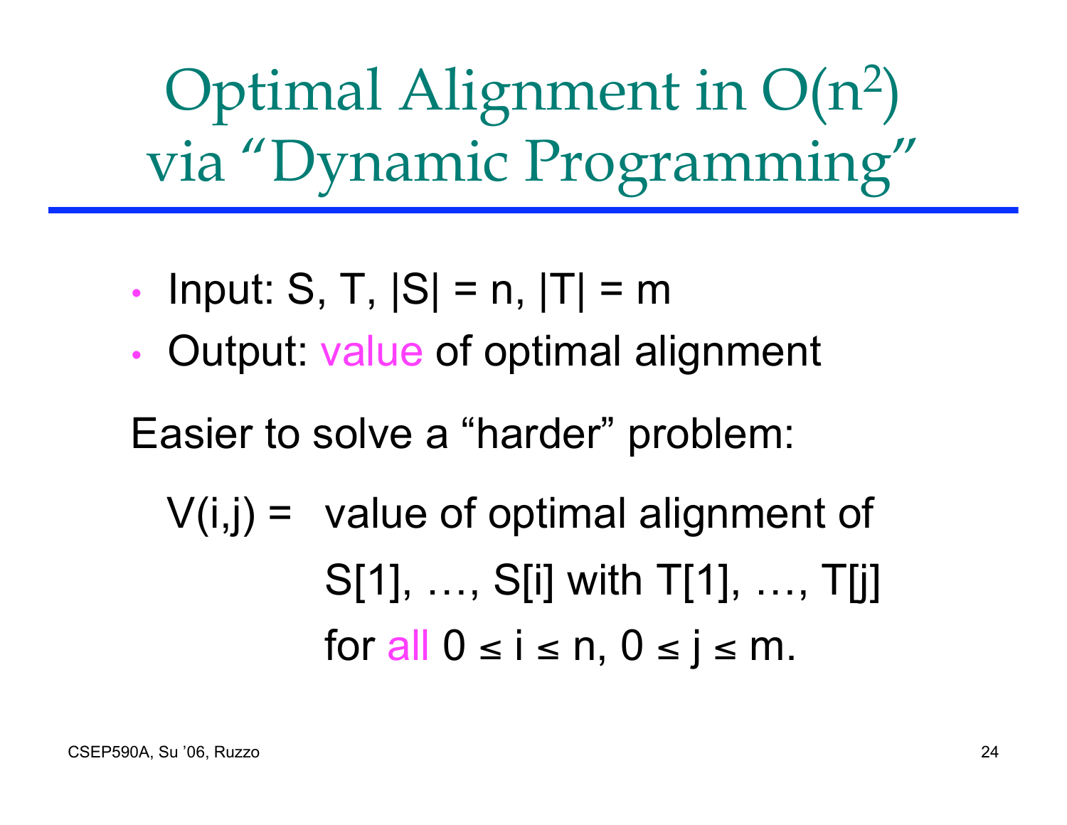# Optimal Alignment in $O(n^2)$ via "Dynamic Programming"

- Input: S, T, $|S| = n$, $|T| = m$
- Output: value of optimal alignment

Easier to solve a "harder" problem:

$V(i,j)$ = value of optimal alignment of S[1], …, S[i] with T[1], …, T[j] for all $0 \le i \le n$, $0 \le j \le m$.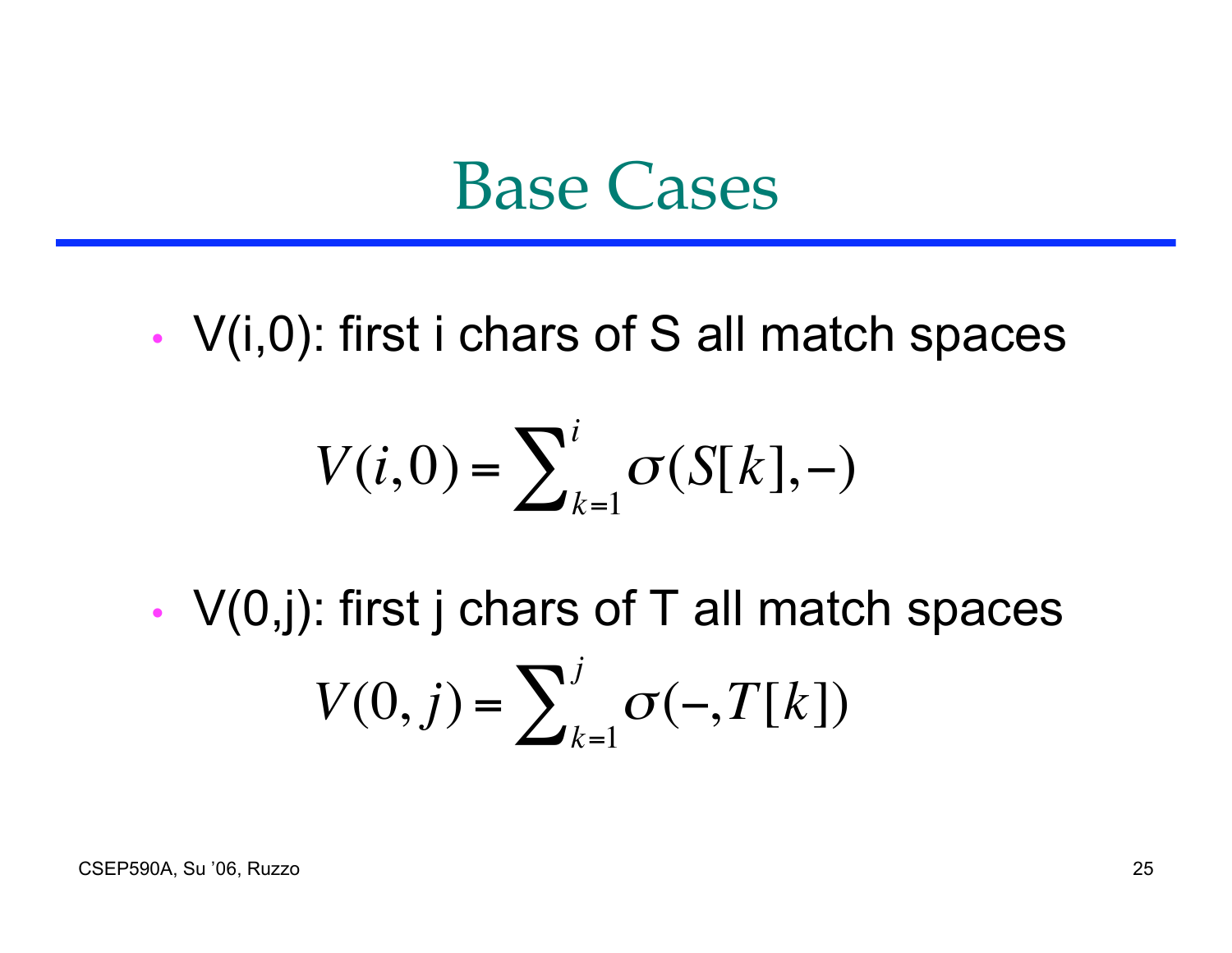# Base Cases

- V(i,0): first i chars of S all match spaces

$$V(i,0) = \sum_{k=1}^{i} \sigma(S[k], -)$$

- V(0,j): first j chars of T all match spaces

$$V(0,j) = \sum_{k=1}^{j} \sigma(-, T[k])$$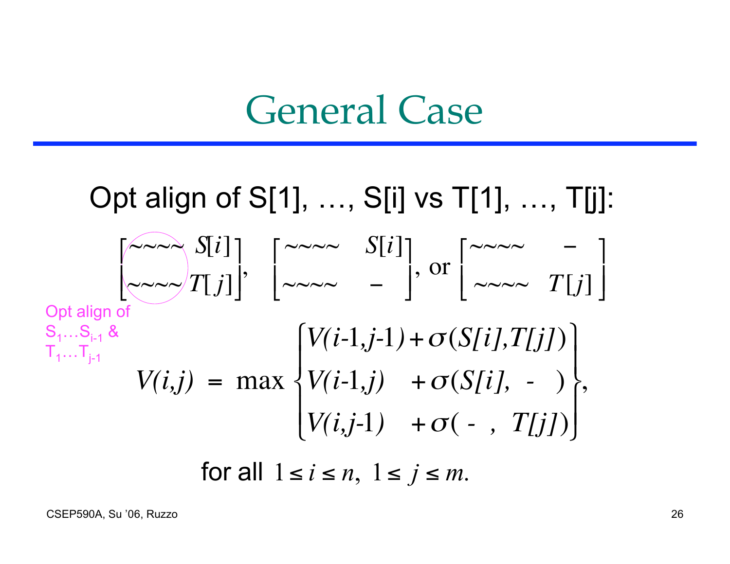# General Case

Opt align of S[1], …, S[i] vs T[1], …, T[j]:

$$\begin{bmatrix} \sim\sim\sim\sim & S[i] \\ \sim\sim\sim\sim & T[j] \end{bmatrix}, \quad \begin{bmatrix} \sim\sim\sim\sim & S[i] \\ \sim\sim\sim\sim & - \end{bmatrix}, \text{ or } \begin{bmatrix} \sim\sim\sim\sim & - \\ \sim\sim\sim\sim & T[j] \end{bmatrix}$$

Opt align of $S_1 \ldots S_{i-1}$ & $T_1 \ldots T_{j-1}$

$$V(i,j) = \max \begin{Bmatrix} V(i\text{-}1,j\text{-}1) + \sigma(S[i],T[j]) \\ V(i\text{-}1,j) \quad + \sigma(S[i], \ - \ ) \\ V(i,j\text{-}1) \quad + \sigma( \ - \ , \ T[j]) \end{Bmatrix},$$

for all $1 \le i \le n, \ 1 \le j \le m.$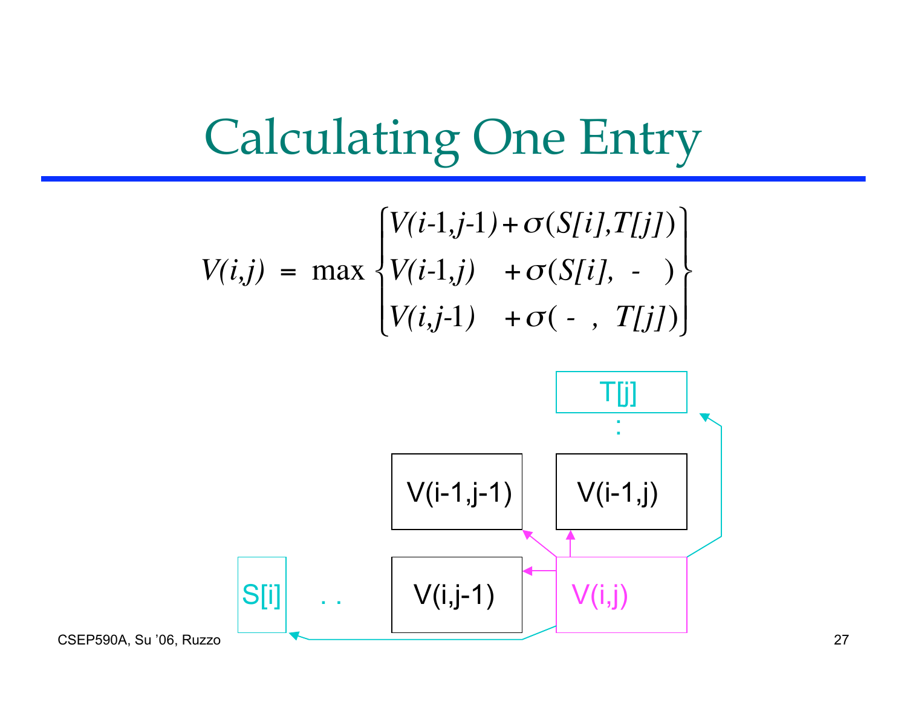# Calculating One Entry

$$V(i,j) = \max \begin{cases} V(i\text{-}1,j\text{-}1) + \sigma(S[i],T[j]) \\ V(i\text{-}1,j) \quad + \sigma(S[i], \; - \;) \\ V(i,j\text{-}1) \quad + \sigma( \; - \; , \; T[j]) \end{cases}$$

T[j]

:

V(i-1,j-1) | V(i-1,j)

S[i] . . V(i,j-1) | V(i,j)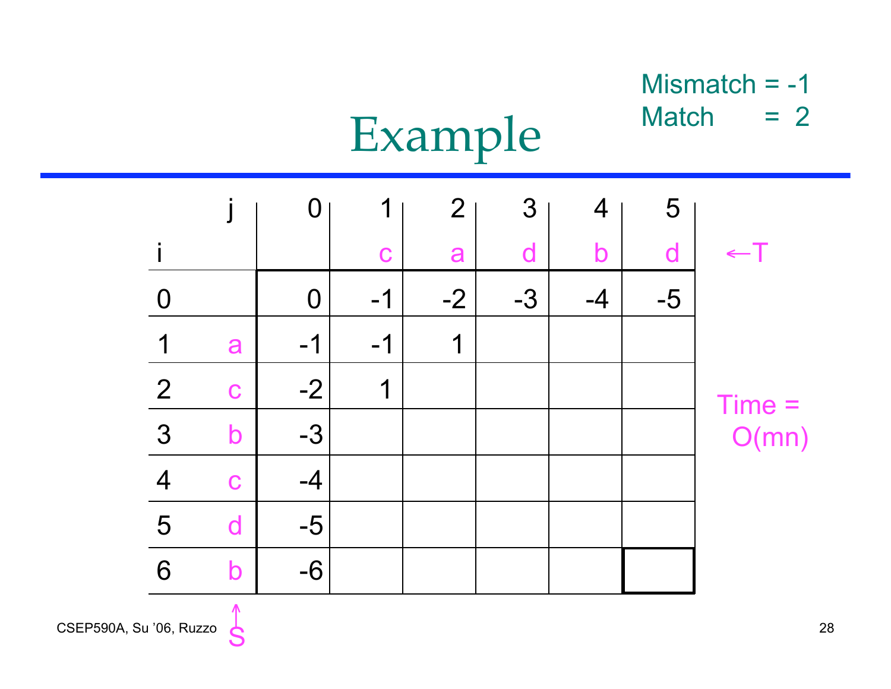# Example

Mismatch = -1
Match = 2

| j | | 0 | 1 | 2 | 3 | 4 | 5 | |
|---|---|---|---|---|---|---|---|---|
| i | | | c | a | d | b | d | ←T |
| 0 | | 0 | -1 | -2 | -3 | -4 | -5 | |
| 1 | a | -1 | -1 | 1 | | | | |
| 2 | c | -2 | 1 | | | | | |
| 3 | b | -3 | | | | | | |
| 4 | c | -4 | | | | | | |
| 5 | d | -5 | | | | | | |
| 6 | b | -6 | | | | | | |

↑
S

Time = O(mn)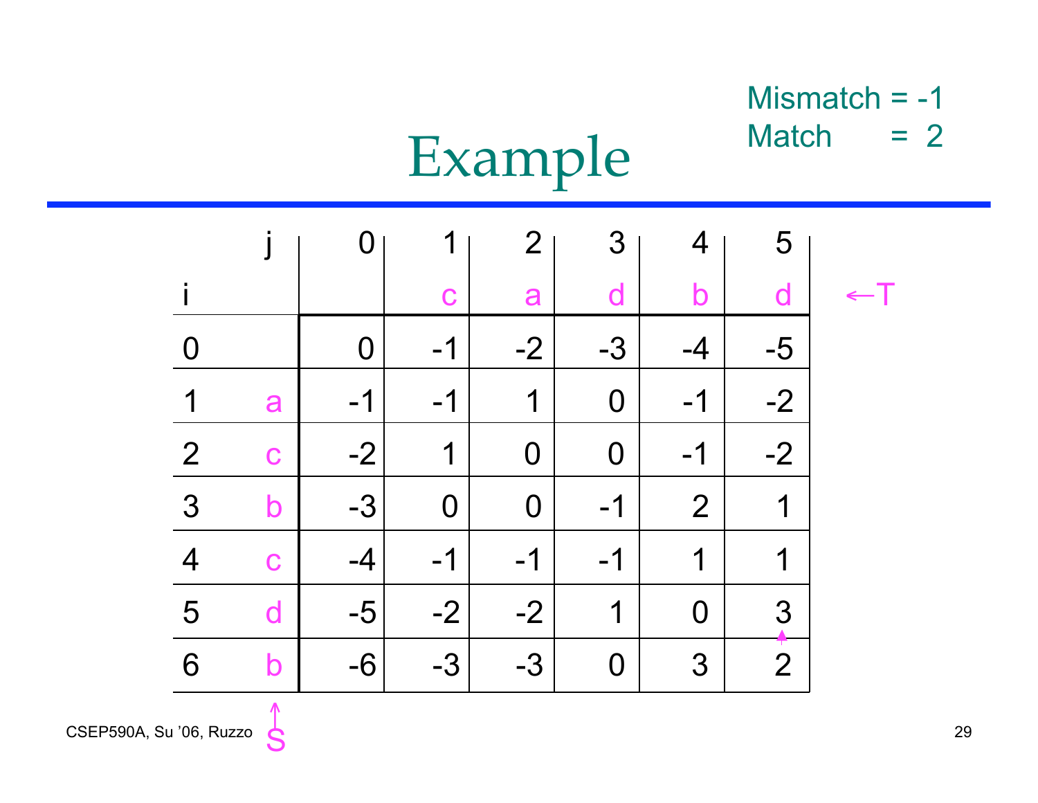# Example

Mismatch = -1
Match = 2

| i \ j | | 0 | 1 | 2 | 3 | 4 | 5 |
|---|---|---|---|---|---|---|---|
| | | | c | a | d | b | d |
| 0 | | 0 | -1 | -2 | -3 | -4 | -5 |
| 1 | a | -1 | -1 | 1 | 0 | -1 | -2 |
| 2 | c | -2 | 1 | 0 | 0 | -1 | -2 |
| 3 | b | -3 | 0 | 0 | -1 | 2 | 1 |
| 4 | c | -4 | -1 | -1 | -1 | 1 | 1 |
| 5 | d | -5 | -2 | -2 | 1 | 0 | 3 |
| 6 | b | -6 | -3 | -3 | 0 | 3 | 2 ↑ |

←T (row of column letters)

↑S (column of row letters)

CSEP590A, Su '06, Ruzzo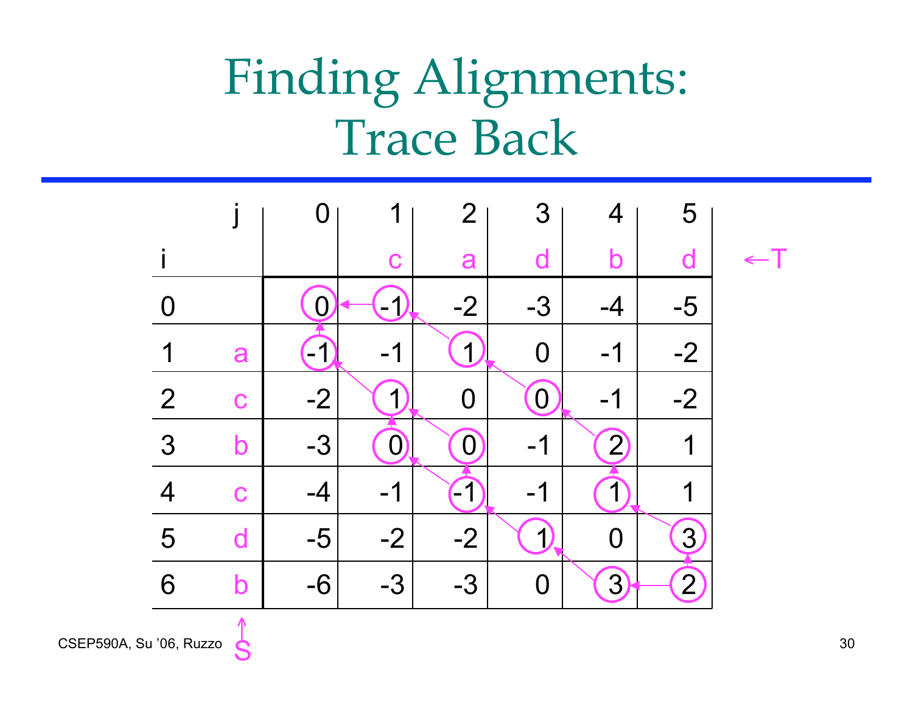# Finding Alignments: Trace Back

| i | | j=0 | 1 c | 2 a | 3 d | 4 b | 5 d |
|---|---|---|---|---|---|---|---|
| 0 | | 0 | -1 | -2 | -3 | -4 | -5 |
| 1 | a | -1 | -1 | 1 | 0 | -1 | -2 |
| 2 | c | -2 | 1 | 0 | 0 | -1 | -2 |
| 3 | b | -3 | 0 | 0 | -1 | 2 | 1 |
| 4 | c | -4 | -1 | -1 | -1 | 1 | 1 |
| 5 | d | -5 | -2 | -2 | 1 | 0 | 3 |
| 6 | b | -6 | -3 | -3 | 0 | 3 | 2 |

←T (columns), ↑S (rows)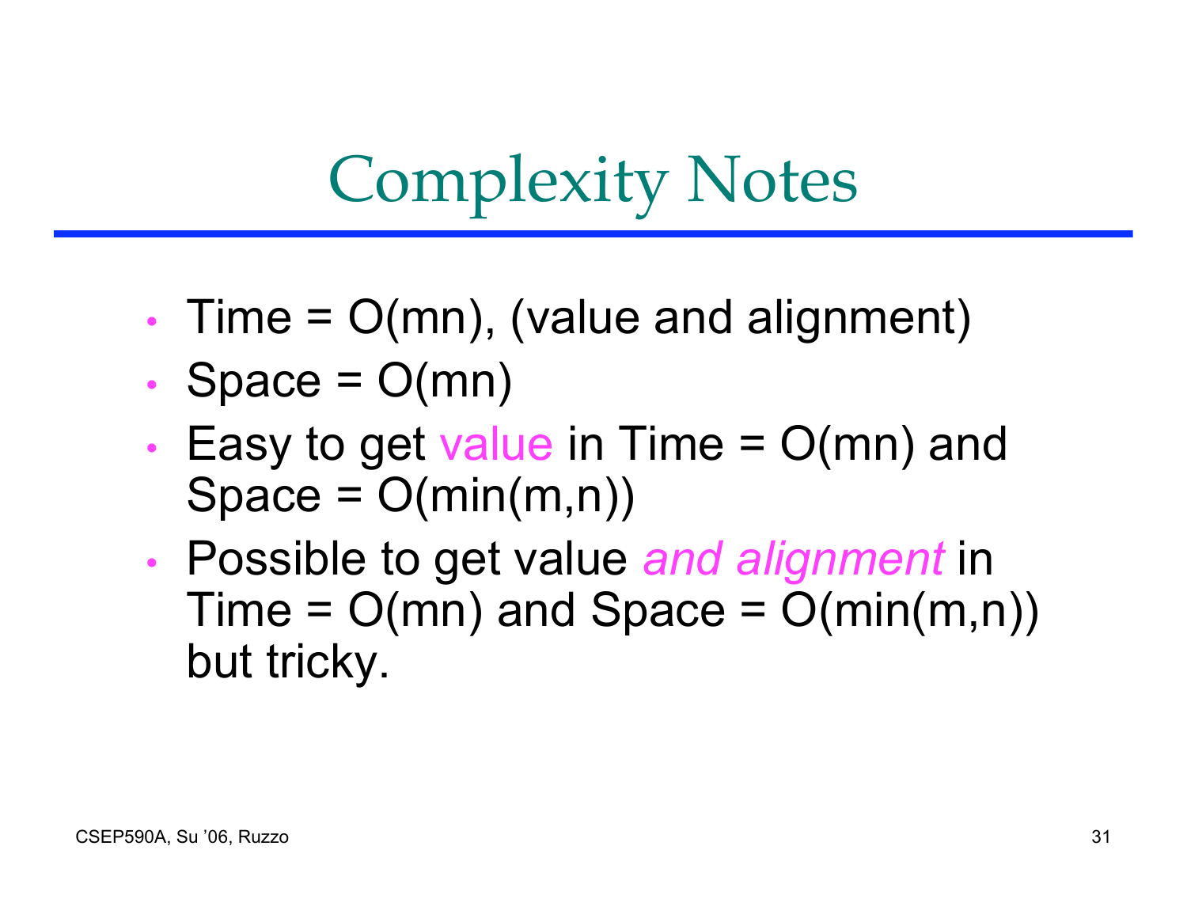# Complexity Notes

- Time = $O(mn)$, (value and alignment)
- Space = $O(mn)$
- Easy to get value in Time = $O(mn)$ and Space = $O(\min(m,n))$
- Possible to get value *and alignment* in Time = $O(mn)$ and Space = $O(\min(m,n))$ but tricky.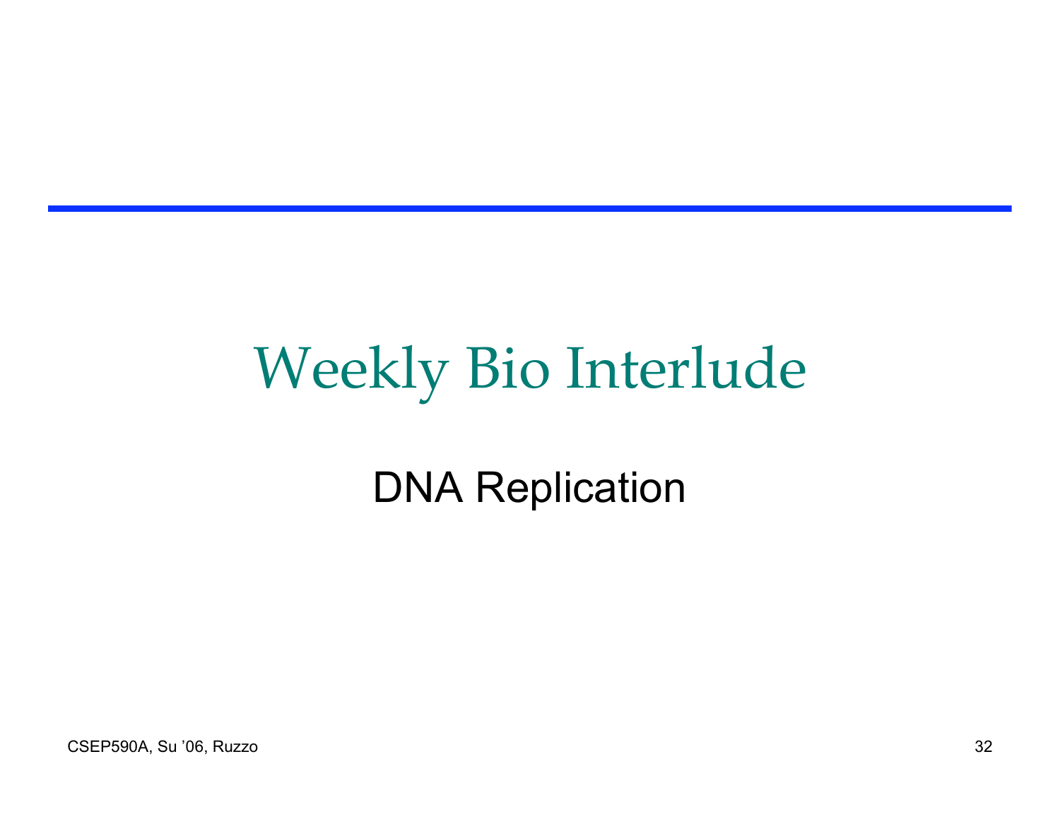# Weekly Bio Interlude

DNA Replication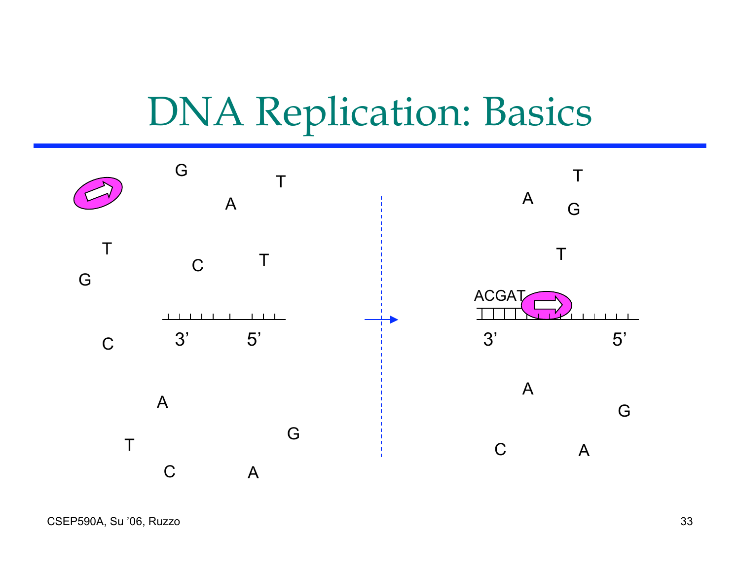# DNA Replication: Basics

G T A T C T G C A T C A G

3' 5'

ACGAT

3' 5'

T A G T A G C A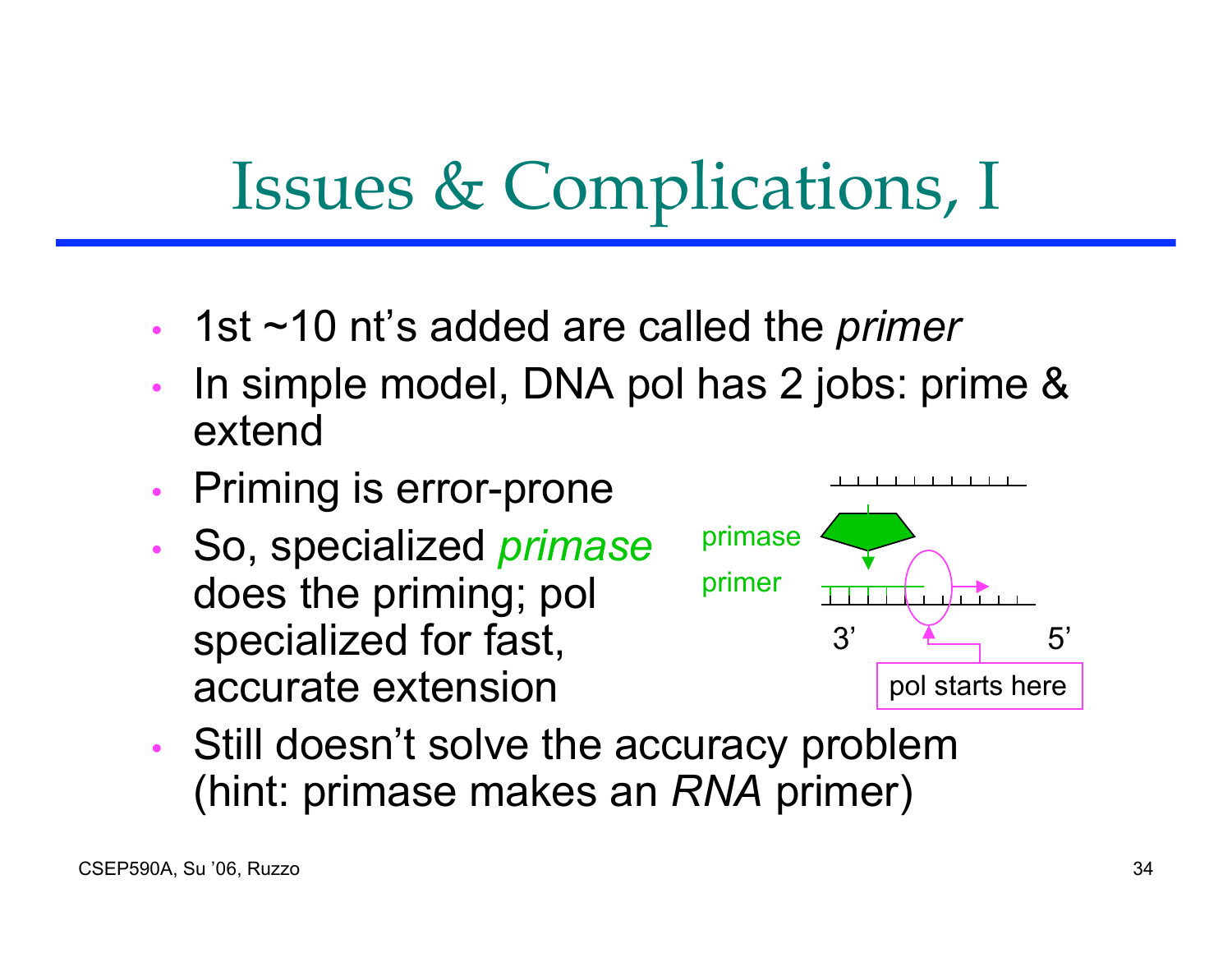# Issues & Complications, I

- 1st ~10 nt's added are called the *primer*
- In simple model, DNA pol has 2 jobs: prime & extend
- Priming is error-prone
- So, specialized *primase* does the priming; pol specialized for fast, accurate extension
- Still doesn't solve the accuracy problem (hint: primase makes an *RNA* primer)

primase

primer

3' 5'

pol starts here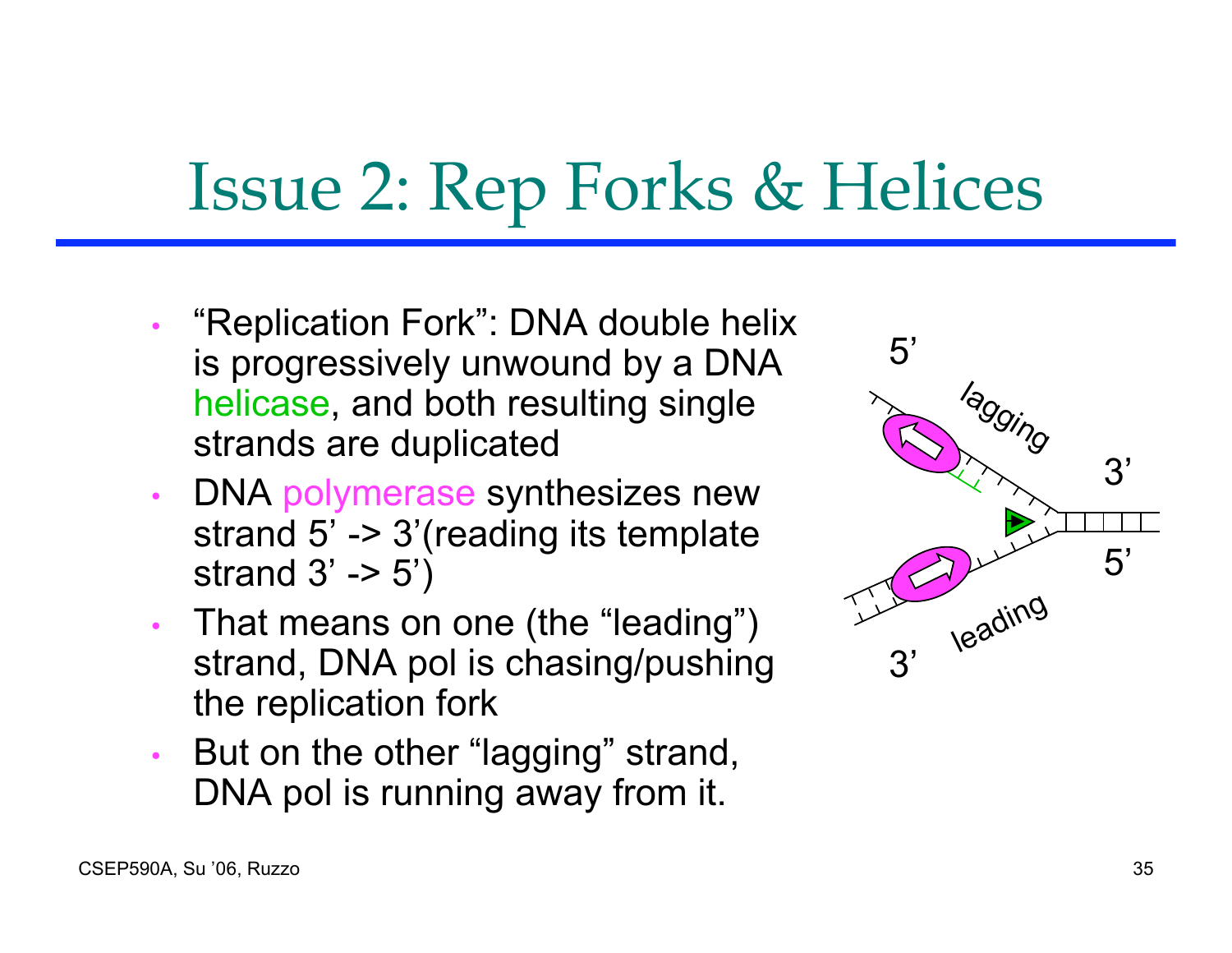# Issue 2: Rep Forks & Helices

- "Replication Fork": DNA double helix is progressively unwound by a DNA helicase, and both resulting single strands are duplicated
- DNA polymerase synthesizes new strand 5' -> 3'(reading its template strand 3' -> 5')
- That means on one (the "leading") strand, DNA pol is chasing/pushing the replication fork
- But on the other "lagging" strand, DNA pol is running away from it.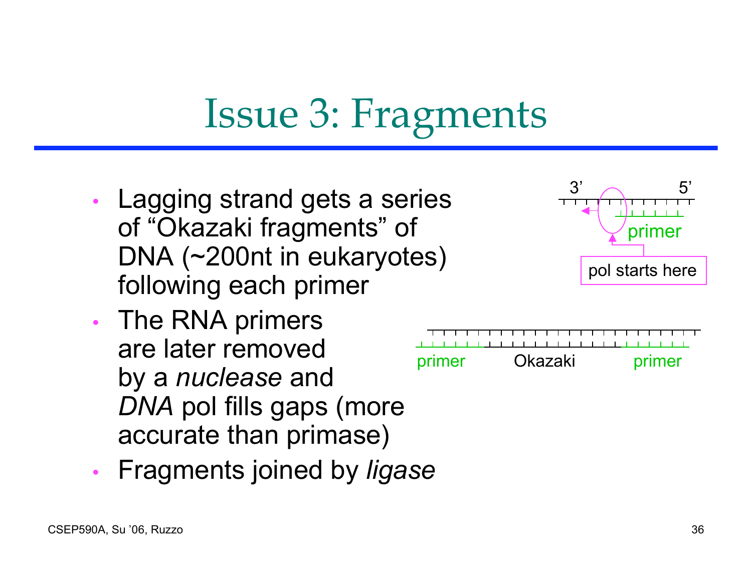# Issue 3: Fragments

- Lagging strand gets a series of "Okazaki fragments" of DNA (~200nt in eukaryotes) following each primer
- The RNA primers are later removed by a *nuclease* and *DNA* pol fills gaps (more accurate than primase)
- Fragments joined by *ligase*

3' 5'

primer

pol starts here

primer Okazaki primer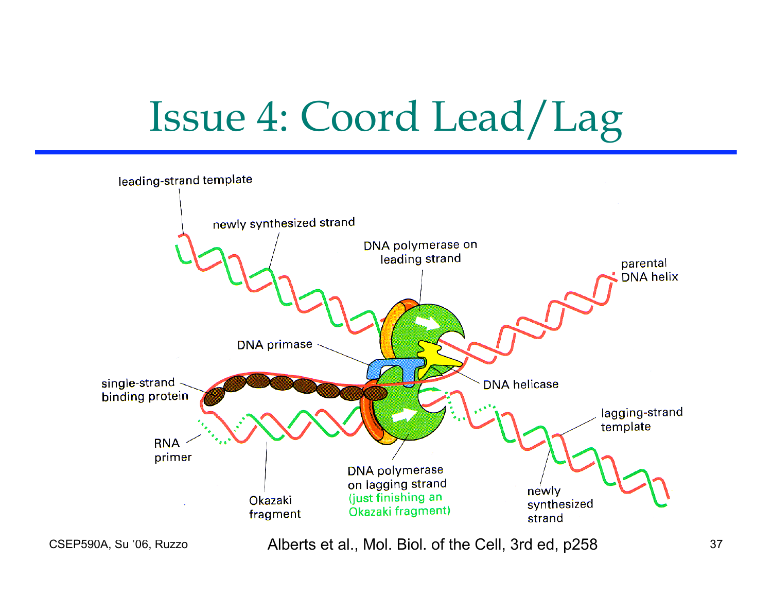# Issue 4: Coord Lead/Lag

leading-strand template

newly synthesized strand

DNA polymerase on leading strand

parental DNA helix

DNA primase

single-strand binding protein

DNA helicase

lagging-strand template

RNA primer

Okazaki fragment

DNA polymerase on lagging strand (just finishing an Okazaki fragment)

newly synthesized strand

Alberts et al., Mol. Biol. of the Cell, 3rd ed, p258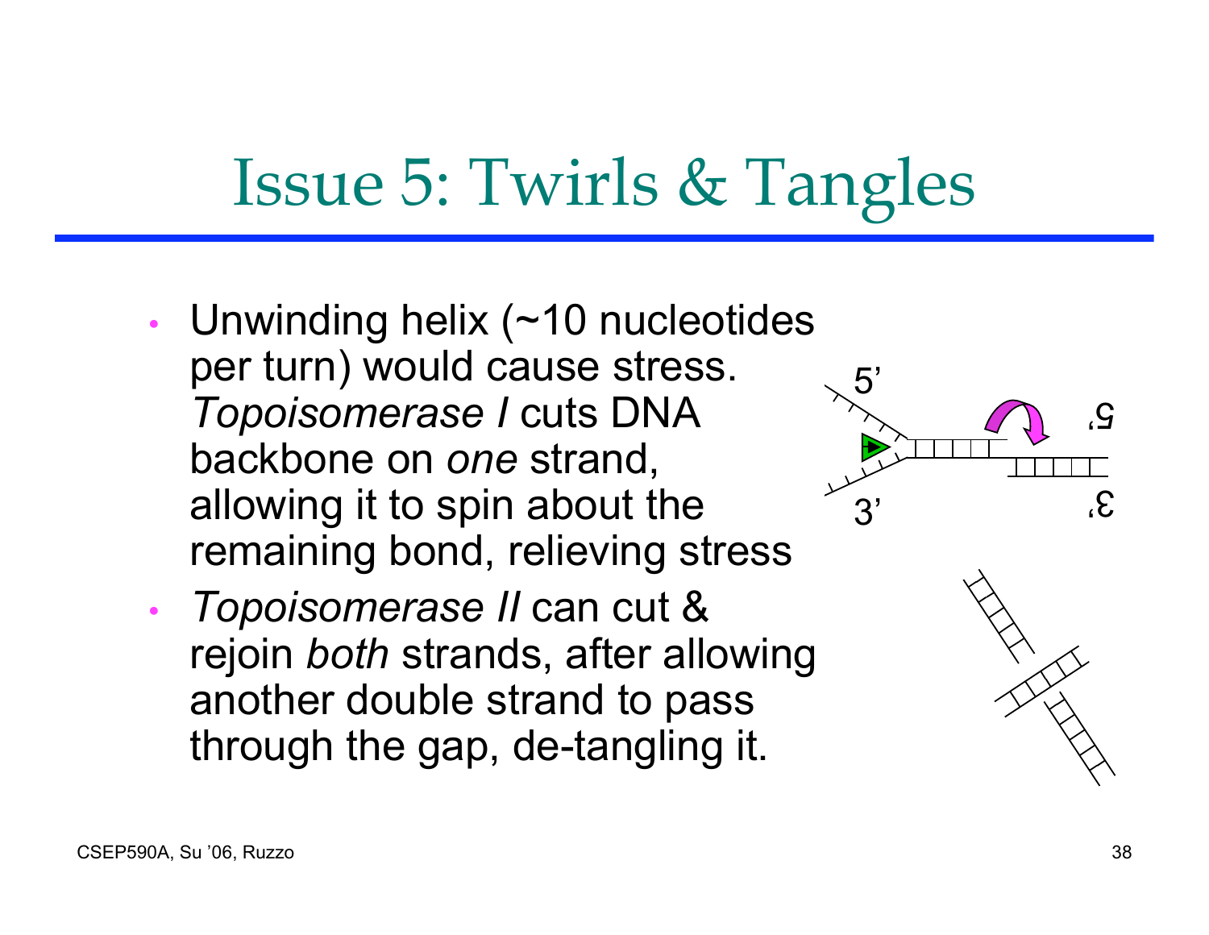# Issue 5: Twirls & Tangles

- Unwinding helix (~10 nucleotides per turn) would cause stress. *Topoisomerase I* cuts DNA backbone on *one* strand, allowing it to spin about the remaining bond, relieving stress
- *Topoisomerase II* can cut & rejoin *both* strands, after allowing another double strand to pass through the gap, de-tangling it.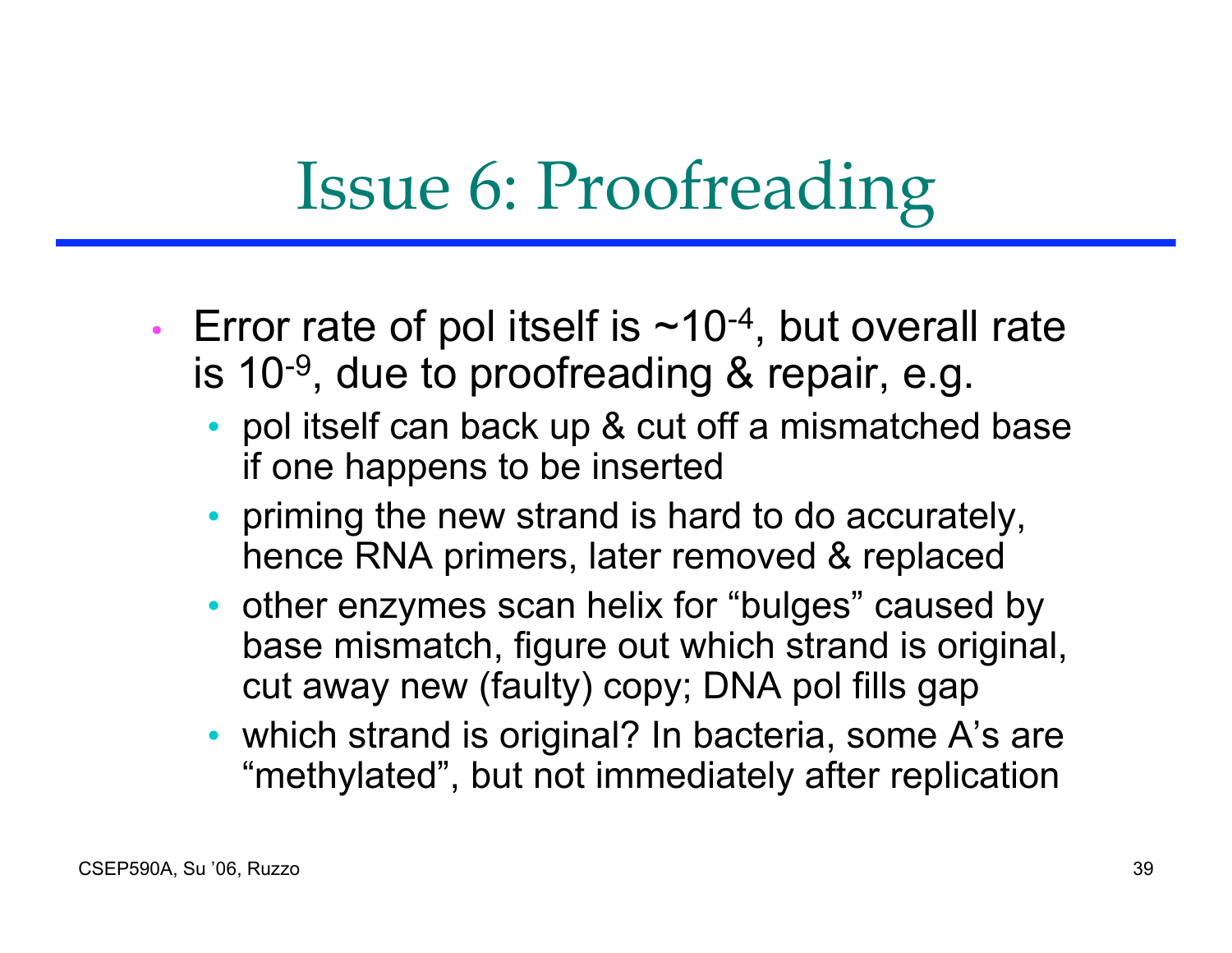# Issue 6: Proofreading

- Error rate of pol itself is ~$10^{-4}$, but overall rate is $10^{-9}$, due to proofreading & repair, e.g.
  - pol itself can back up & cut off a mismatched base if one happens to be inserted
  - priming the new strand is hard to do accurately, hence RNA primers, later removed & replaced
  - other enzymes scan helix for "bulges" caused by base mismatch, figure out which strand is original, cut away new (faulty) copy; DNA pol fills gap
  - which strand is original? In bacteria, some A's are "methylated", but not immediately after replication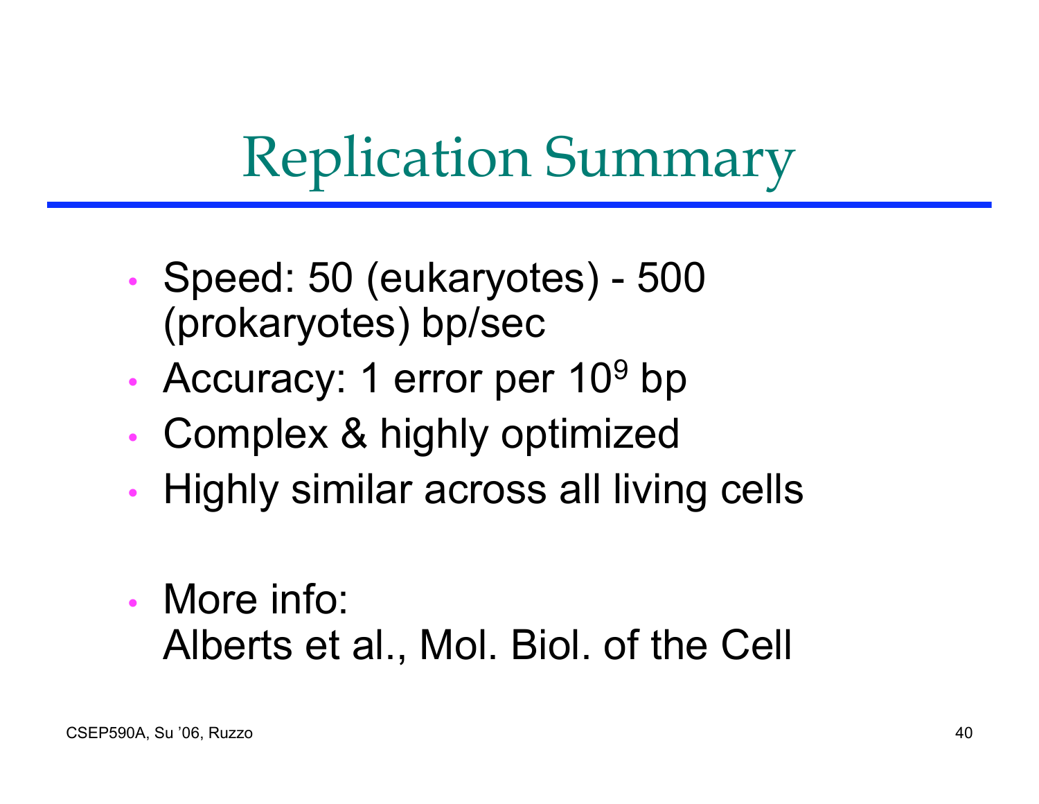# Replication Summary

- Speed: 50 (eukaryotes) - 500 (prokaryotes) bp/sec
- Accuracy: 1 error per $10^9$ bp
- Complex & highly optimized
- Highly similar across all living cells

- More info:
  Alberts et al., Mol. Biol. of the Cell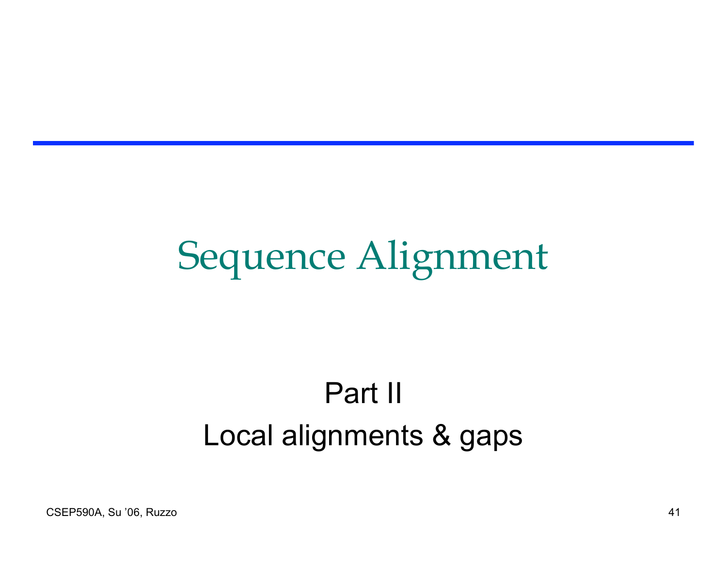# Sequence Alignment

Part II

Local alignments & gaps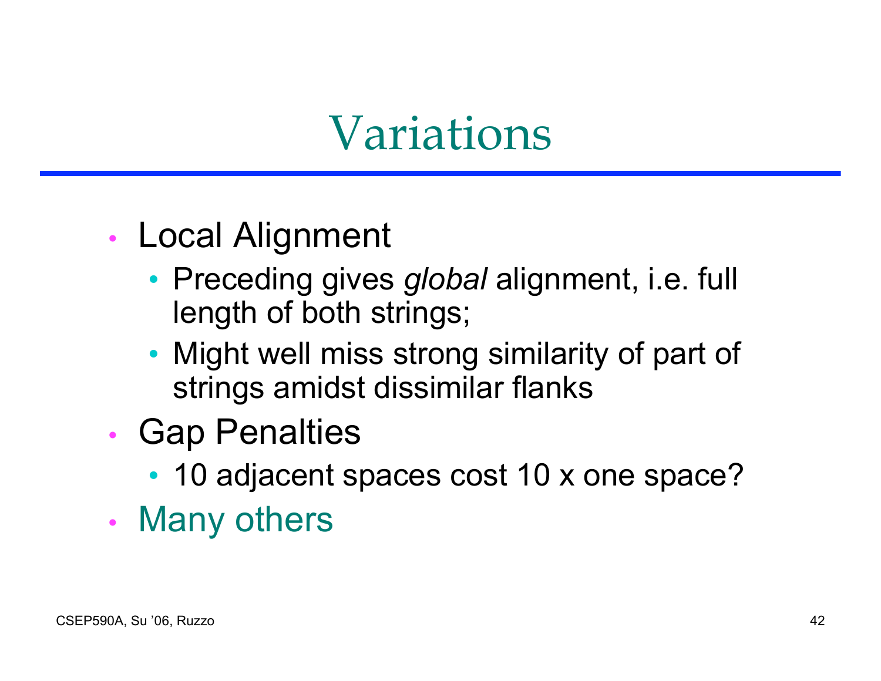# Variations

- Local Alignment
  - Preceding gives *global* alignment, i.e. full length of both strings;
  - Might well miss strong similarity of part of strings amidst dissimilar flanks
- Gap Penalties
  - 10 adjacent spaces cost 10 x one space?
- Many others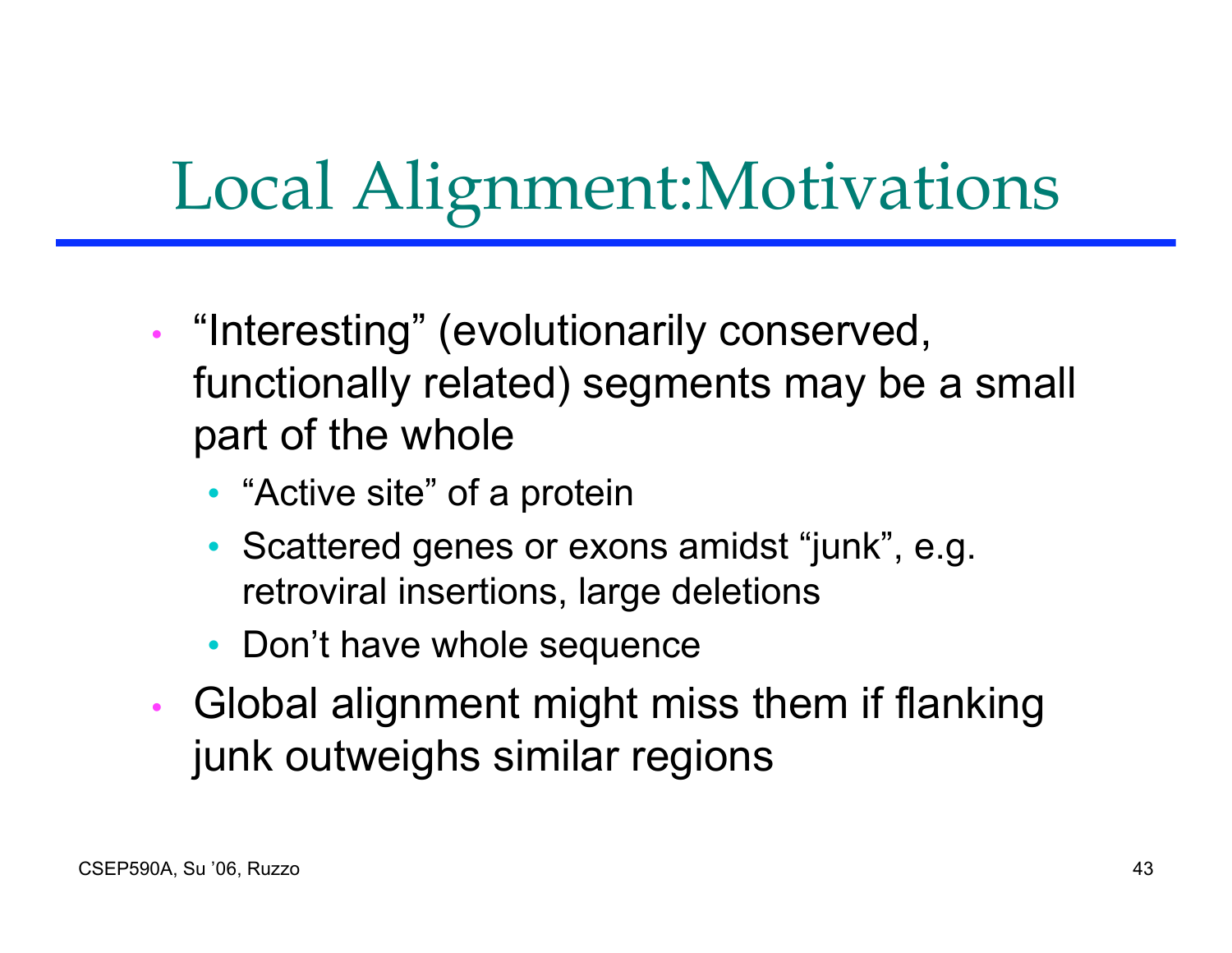# Local Alignment:Motivations

- "Interesting" (evolutionarily conserved, functionally related) segments may be a small part of the whole
  - "Active site" of a protein
  - Scattered genes or exons amidst "junk", e.g. retroviral insertions, large deletions
  - Don't have whole sequence
- Global alignment might miss them if flanking junk outweighs similar regions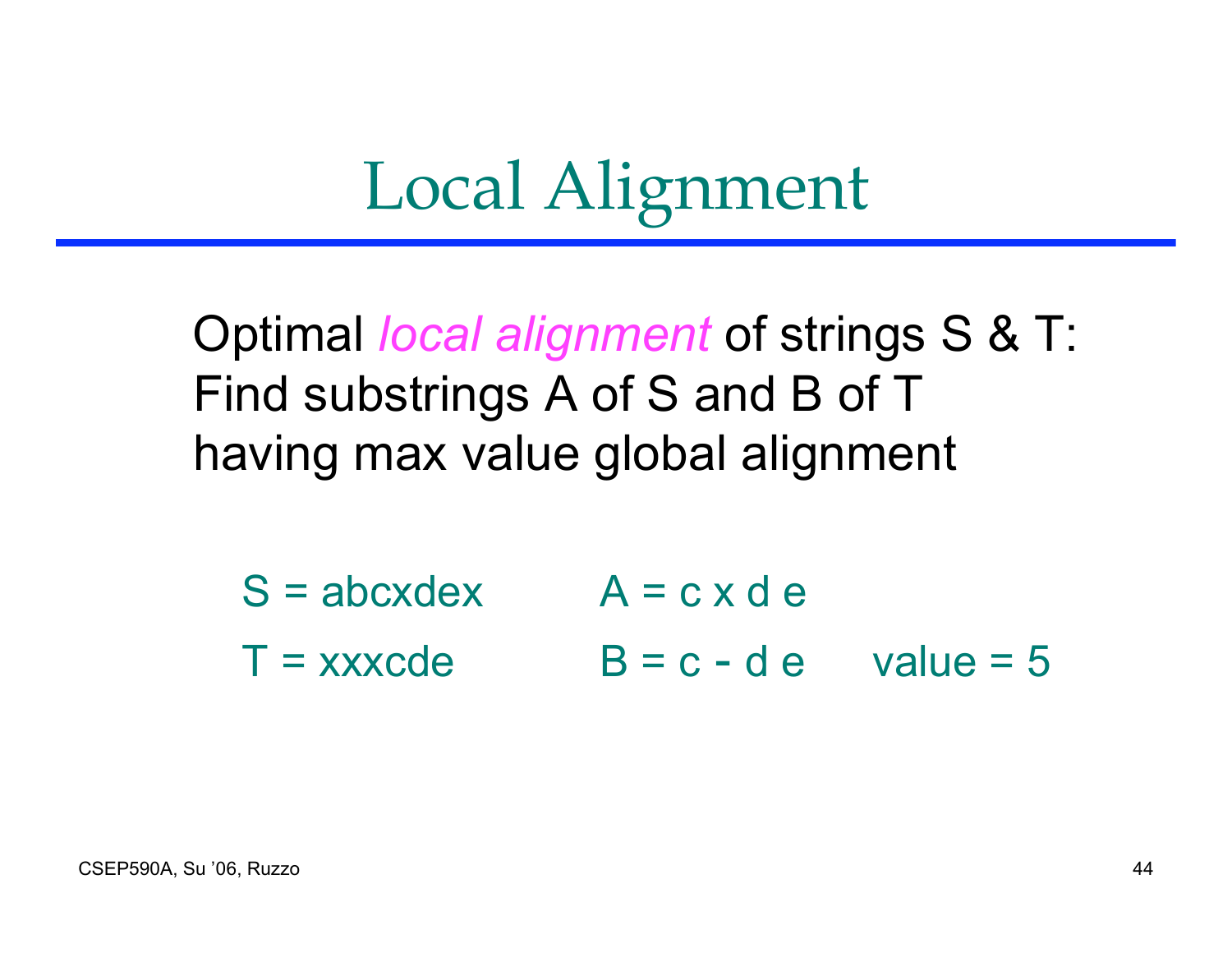# Local Alignment

Optimal *local alignment* of strings S & T:
Find substrings A of S and B of T
having max value global alignment

S = abcxdex          A = c x d e

T = xxxcde           B = c - d e     value = 5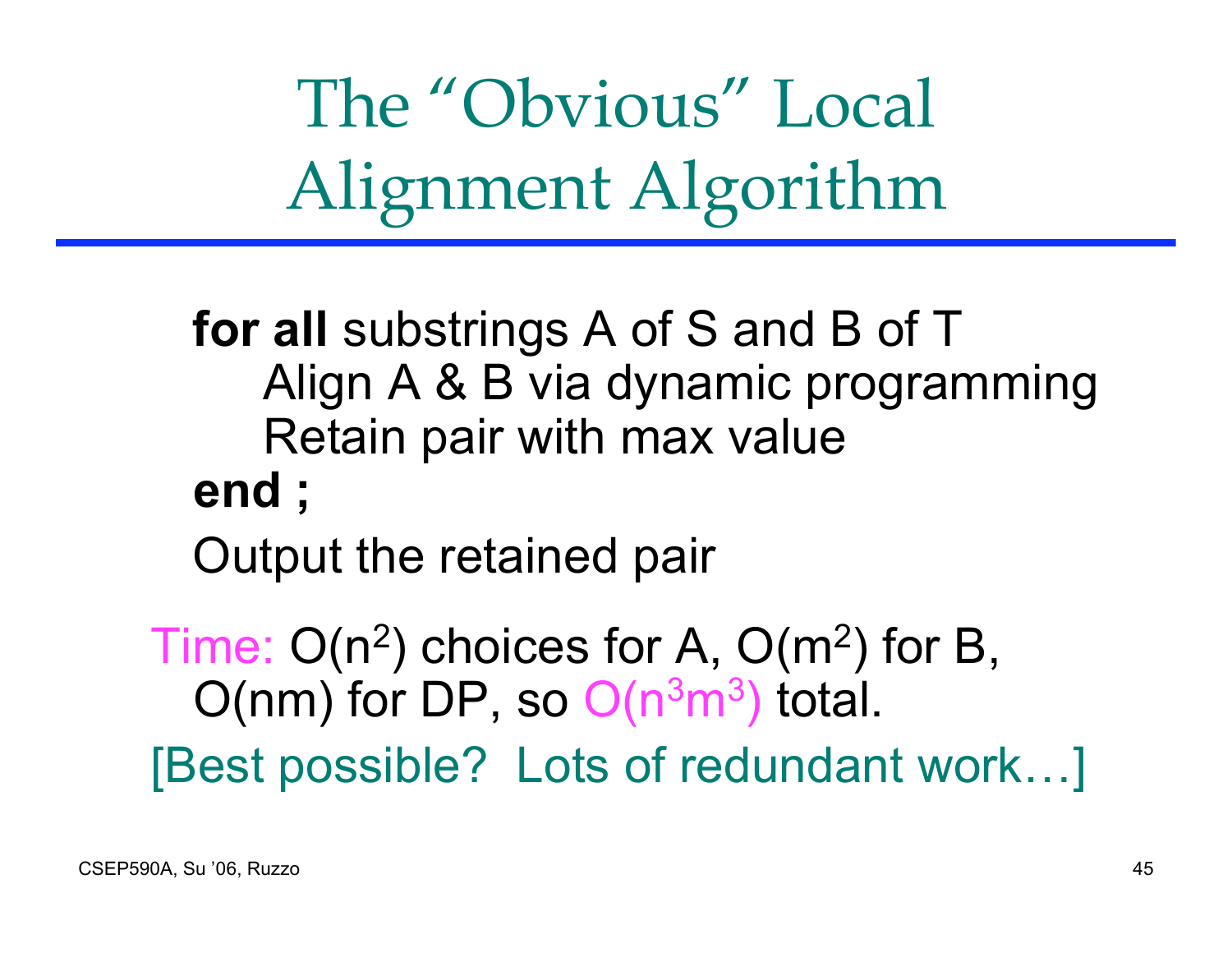# The "Obvious" Local Alignment Algorithm

```
for all substrings A of S and B of T
    Align A & B via dynamic programming
    Retain pair with max value
end ;
Output the retained pair
```

Time: $O(n^2)$ choices for A, $O(m^2)$ for B, $O(nm)$ for DP, so $O(n^3m^3)$ total.

[Best possible? Lots of redundant work…]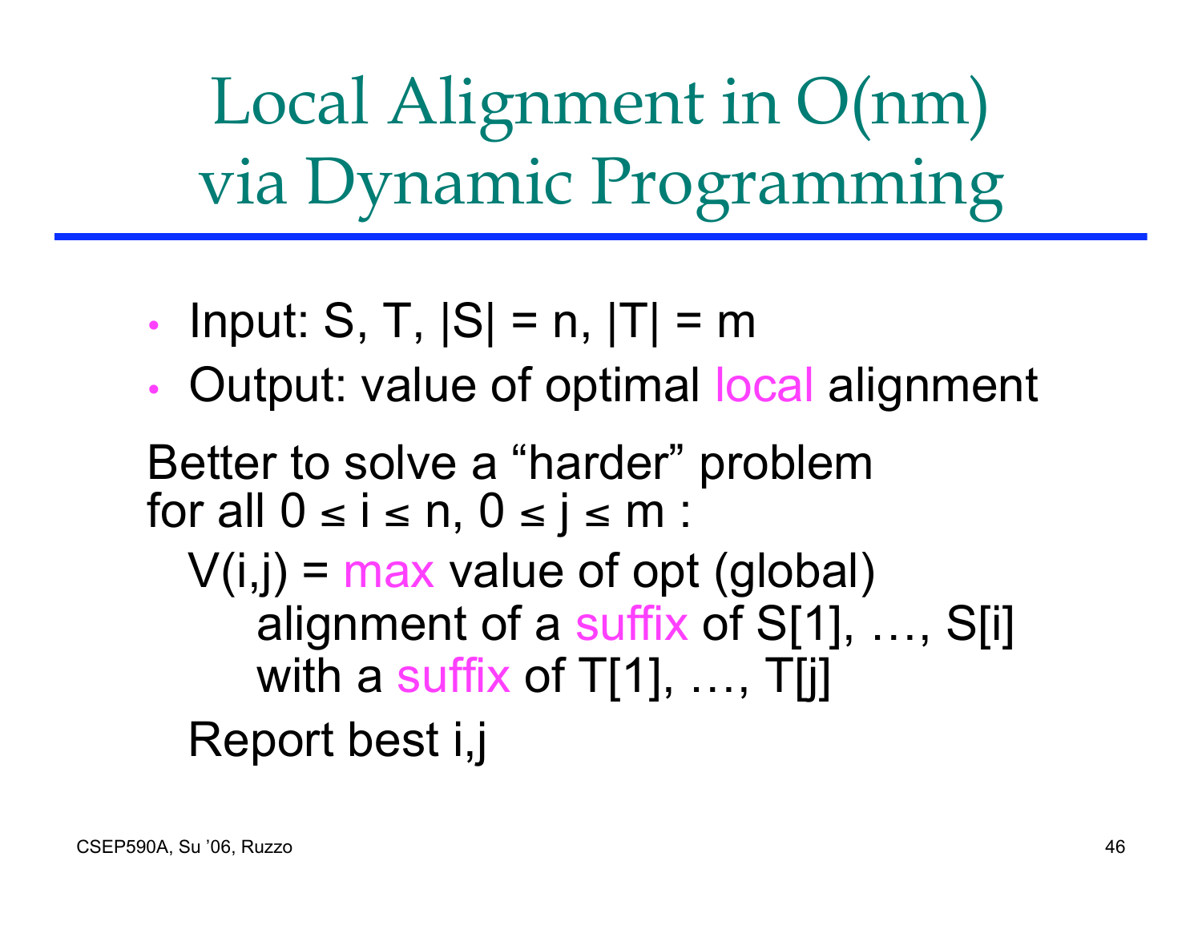# Local Alignment in O(nm) via Dynamic Programming

- Input: S, T, |S| = n, |T| = m
- Output: value of optimal local alignment

Better to solve a "harder" problem for all $0 \le i \le n$, $0 \le j \le m$ :

V(i,j) = max value of opt (global) alignment of a suffix of S[1], …, S[i] with a suffix of T[1], …, T[j]

Report best i,j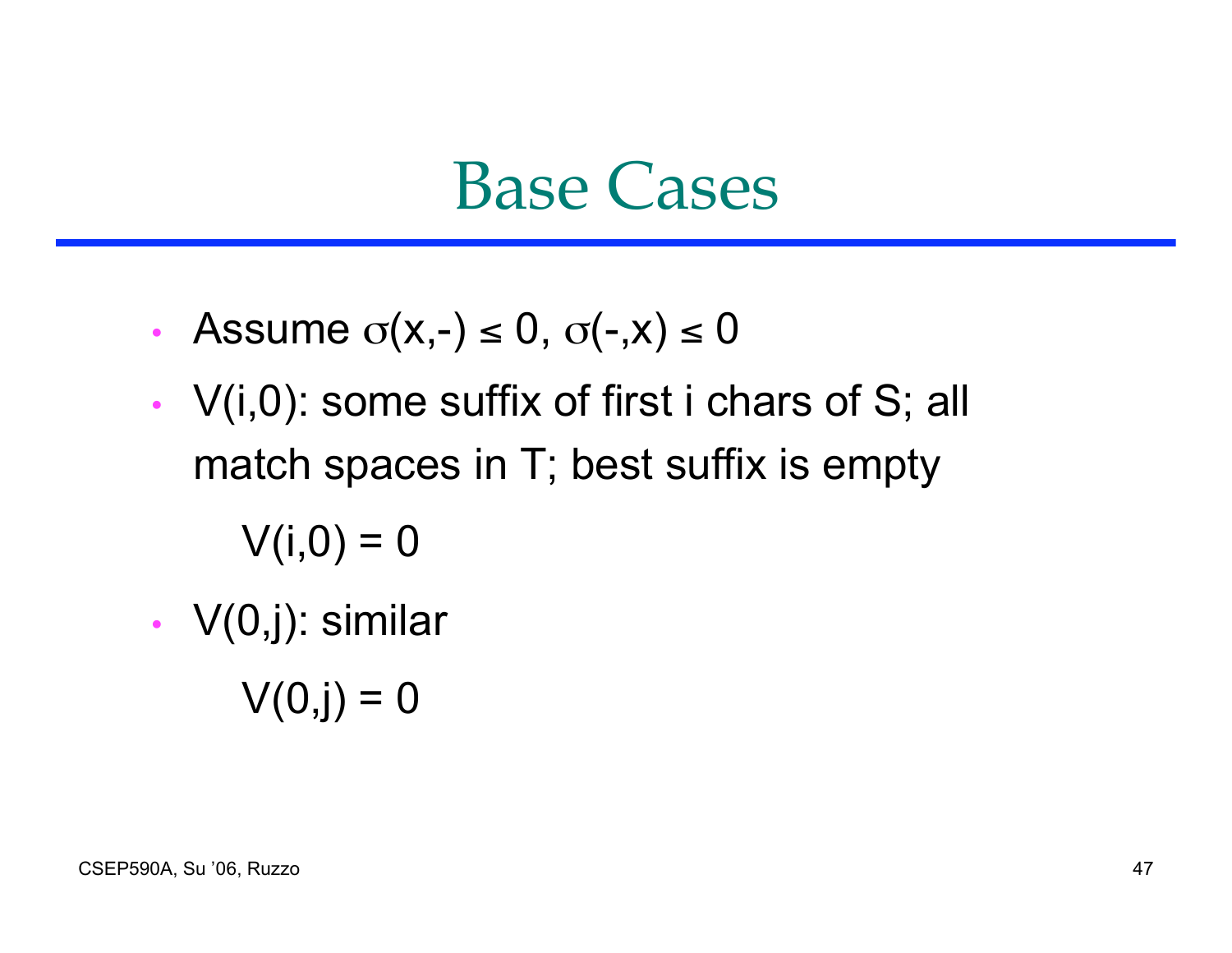# Base Cases

- Assume $\sigma(x,-) \leq 0$, $\sigma(-,x) \leq 0$
- V(i,0): some suffix of first i chars of S; all match spaces in T; best suffix is empty

  $V(i,0) = 0$
- V(0,j): similar

  $V(0,j) = 0$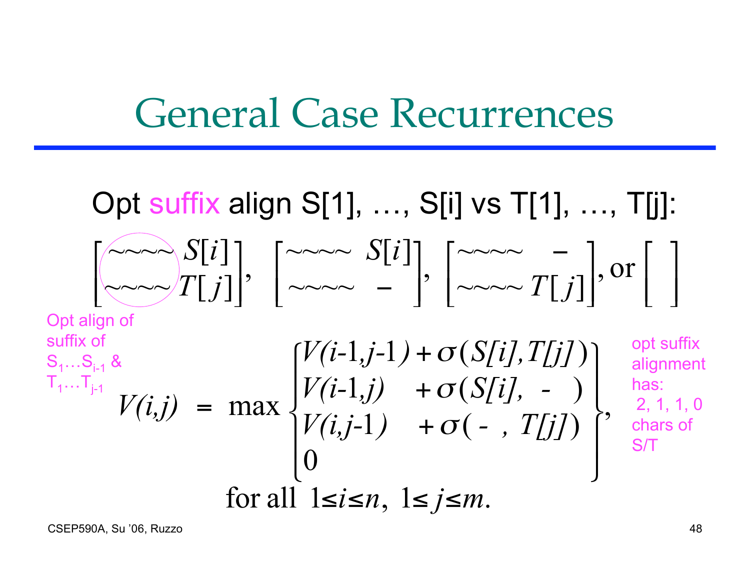# General Case Recurrences

Opt suffix align S[1], …, S[i] vs T[1], …, T[j]:

$$\begin{bmatrix} \sim\sim\sim\sim & S[i] \\ \sim\sim\sim\sim & T[j] \end{bmatrix}, \begin{bmatrix} \sim\sim\sim\sim & S[i] \\ \sim\sim\sim\sim & - \end{bmatrix}, \begin{bmatrix} \sim\sim\sim\sim & - \\ \sim\sim\sim\sim & T[j] \end{bmatrix}, \text{or} \begin{bmatrix} \; \\ \; \end{bmatrix}$$

Opt align of suffix of $S_1 \ldots S_{i-1}$ & $T_1 \ldots T_{j-1}$

$$V(i,j) = \max \begin{Bmatrix} V(i\text{-}1,j\text{-}1) + \sigma(S[i],T[j]) \\ V(i\text{-}1,j) \quad + \sigma(S[i], \ - \ ) \\ V(i,j\text{-}1) \quad + \sigma( \ - \ , T[j]) \\ 0 \end{Bmatrix},$$

$$\text{for all } 1 \le i \le n, \ 1 \le j \le m.$$

opt suffix alignment has: 2, 1, 1, 0 chars of S/T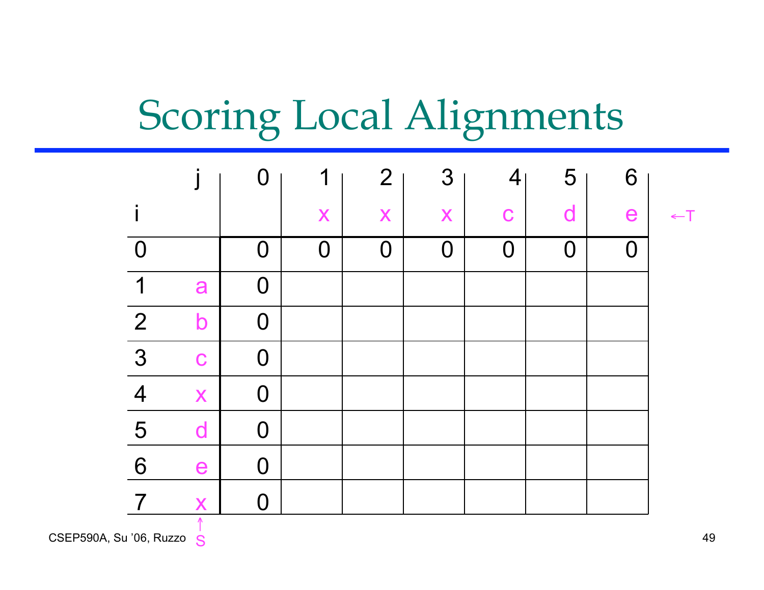# Scoring Local Alignments

| j | | 0 | 1 | 2 | 3 | 4 | 5 | 6 | |
|---|---|---|---|---|---|---|---|---|---|
| i | | | x | x | x | c | d | e | ←T |
| 0 | | 0 | 0 | 0 | 0 | 0 | 0 | 0 | |
| 1 | a | 0 | | | | | | | |
| 2 | b | 0 | | | | | | | |
| 3 | c | 0 | | | | | | | |
| 4 | x | 0 | | | | | | | |
| 5 | d | 0 | | | | | | | |
| 6 | e | 0 | | | | | | | |
| 7 | x | 0 | | | | | | | |
| | ↑ S | | | | | | | | |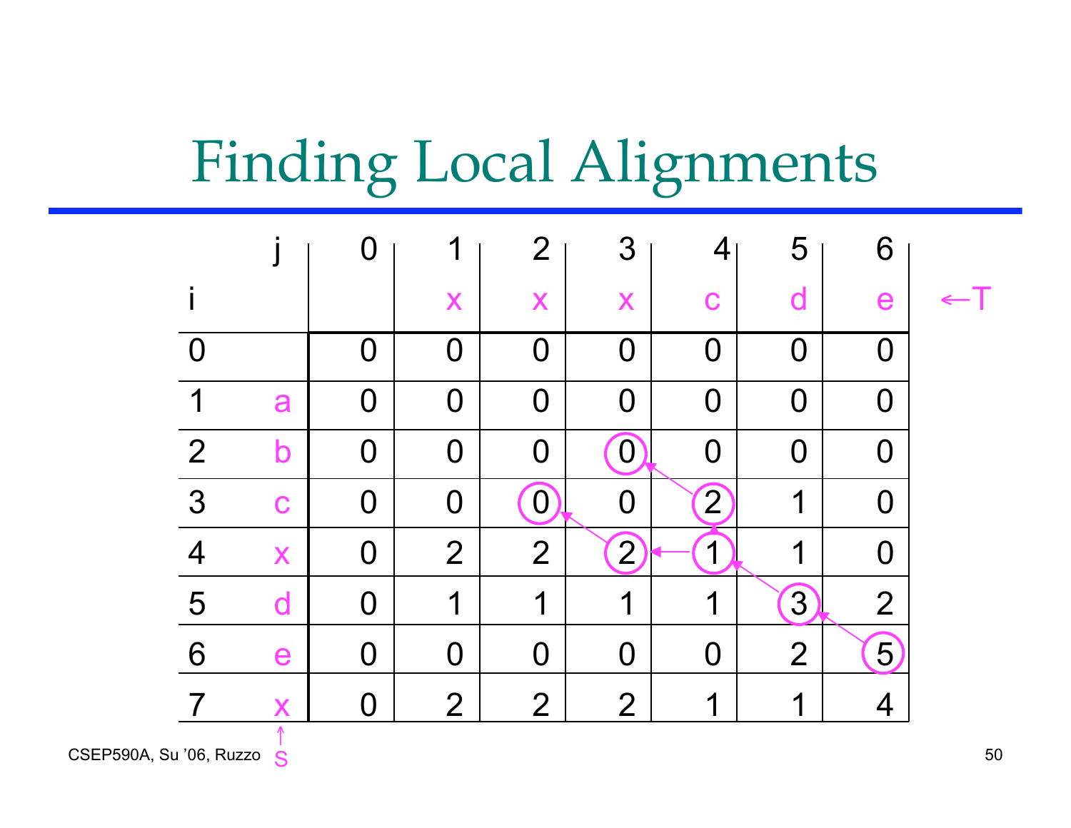# Finding Local Alignments

| i | j | 0 | 1 | 2 | 3 | 4 | 5 | 6 |
|---|---|---|---|---|---|---|---|---|
| | | | x | x | x | c | d | e |
| 0 | | 0 | 0 | 0 | 0 | 0 | 0 | 0 |
| 1 | a | 0 | 0 | 0 | 0 | 0 | 0 | 0 |
| 2 | b | 0 | 0 | 0 | (0) | 0 | 0 | 0 |
| 3 | c | 0 | 0 | (0) | 0 | (2) | 1 | 0 |
| 4 | x | 0 | 2 | 2 | (2) | (1) | 1 | 0 |
| 5 | d | 0 | 1 | 1 | 1 | 1 | (3) | 2 |
| 6 | e | 0 | 0 | 0 | 0 | 0 | 2 | (5) |
| 7 | x | 0 | 2 | 2 | 2 | 1 | 1 | 4 |

←T (top row x x x c d e)

↑S (column a b c x d e x)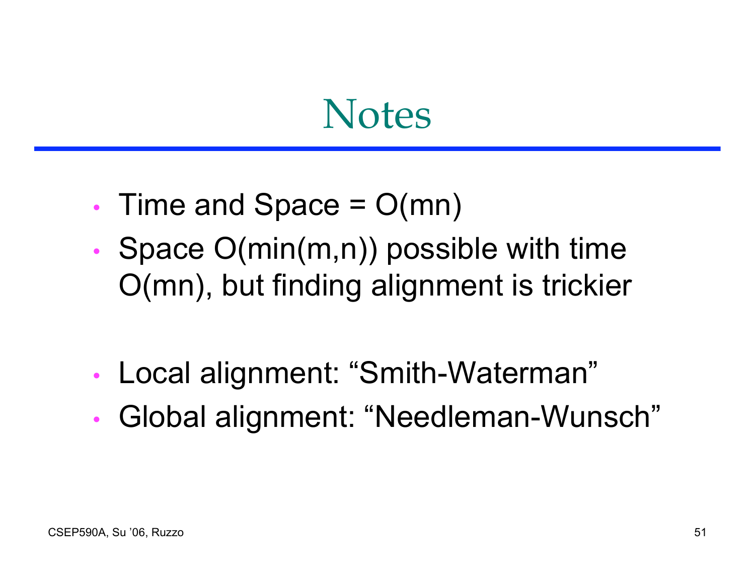# Notes

- Time and Space = $O(mn)$
- Space $O(\min(m,n))$ possible with time $O(mn)$, but finding alignment is trickier

- Local alignment: "Smith-Waterman"
- Global alignment: "Needleman-Wunsch"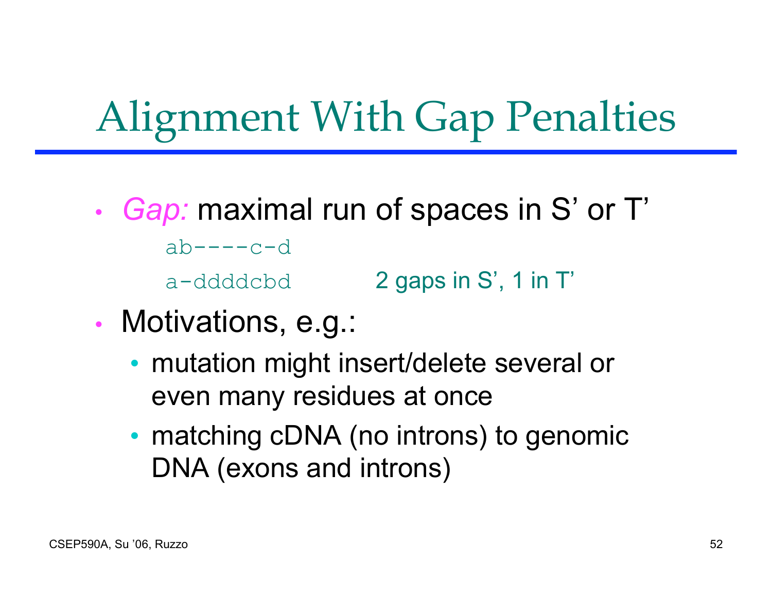# Alignment With Gap Penalties

- *Gap:* maximal run of spaces in S' or T'

```
ab----c-d
a-ddddcbd
```

2 gaps in S', 1 in T'

- Motivations, e.g.:
  - mutation might insert/delete several or even many residues at once
  - matching cDNA (no introns) to genomic DNA (exons and introns)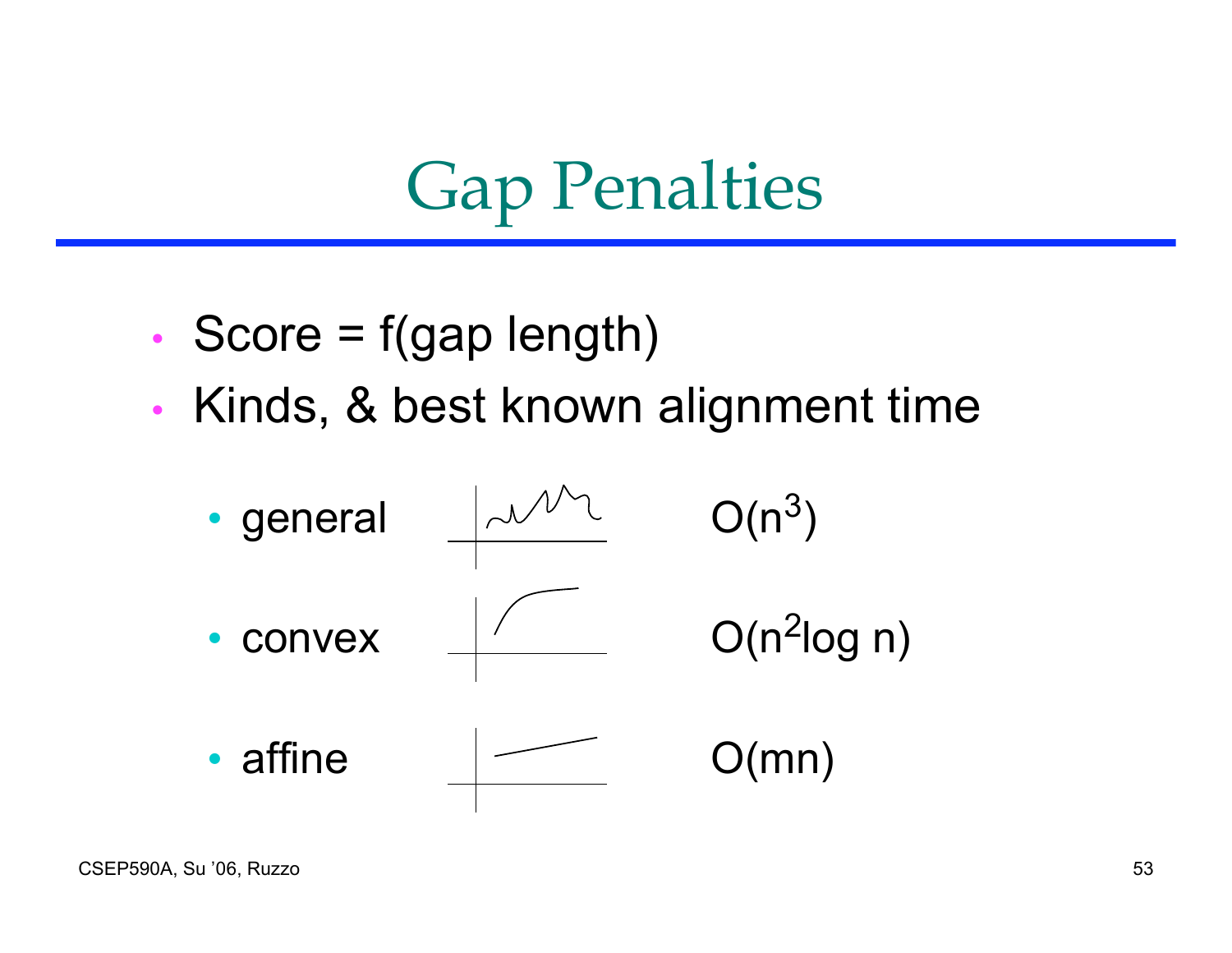# Gap Penalties

- Score = f(gap length)
- Kinds, & best known alignment time
  - general $O(n^3)$
  - convex $O(n^2 \log n)$
  - affine $O(mn)$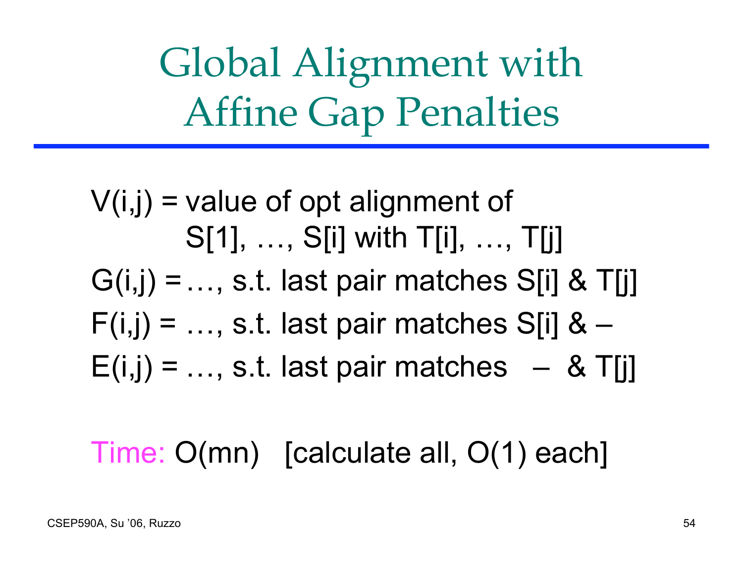# Global Alignment with Affine Gap Penalties

V(i,j) = value of opt alignment of S[1], …, S[i] with T[i], …, T[j]

G(i,j) = …, s.t. last pair matches S[i] & T[j]

F(i,j) = …, s.t. last pair matches S[i] & –

E(i,j) = …, s.t. last pair matches – & T[j]

Time: O(mn) [calculate all, O(1) each]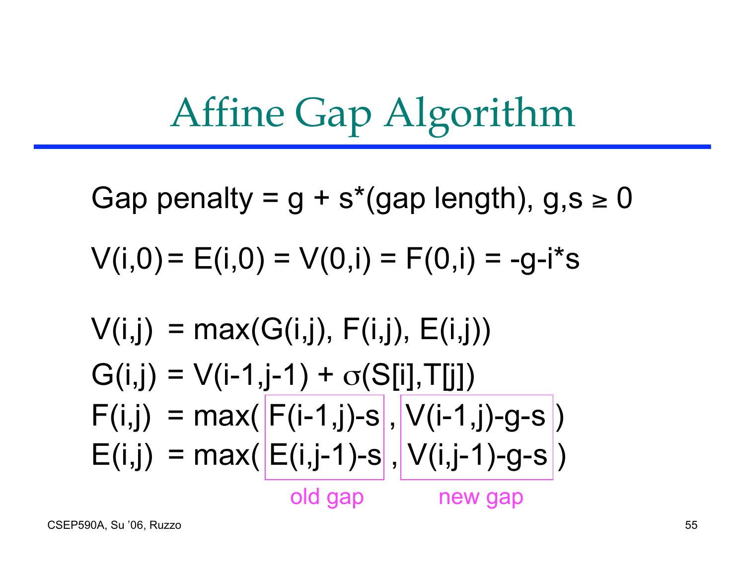# Affine Gap Algorithm

Gap penalty = g + s*(gap length), g,s ≥ 0

$$V(i,0) = E(i,0) = V(0,i) = F(0,i) = -g-i*s$$

$$V(i,j) = \max(G(i,j), F(i,j), E(i,j))$$

$$G(i,j) = V(i-1,j-1) + \sigma(S[i],T[j])$$

$$F(i,j) = \max(\ \underbrace{F(i-1,j)-s}_{\text{old gap}}\ ,\ \underbrace{V(i-1,j)-g-s}_{\text{new gap}}\ )$$

$$E(i,j) = \max(\ \underbrace{E(i,j-1)-s}_{\text{old gap}}\ ,\ \underbrace{V(i,j-1)-g-s}_{\text{new gap}}\ )$$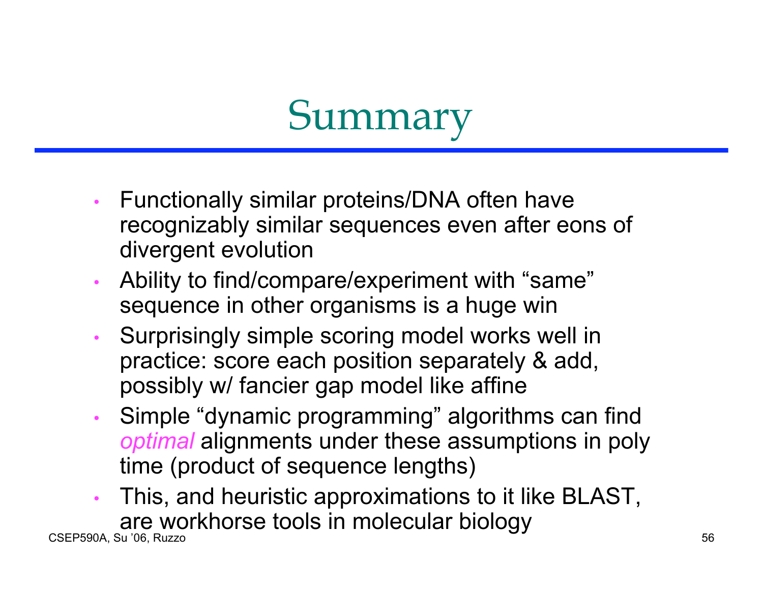# Summary

- Functionally similar proteins/DNA often have recognizably similar sequences even after eons of divergent evolution
- Ability to find/compare/experiment with “same” sequence in other organisms is a huge win
- Surprisingly simple scoring model works well in practice: score each position separately & add, possibly w/ fancier gap model like affine
- Simple “dynamic programming” algorithms can find *optimal* alignments under these assumptions in poly time (product of sequence lengths)
- This, and heuristic approximations to it like BLAST, are workhorse tools in molecular biology